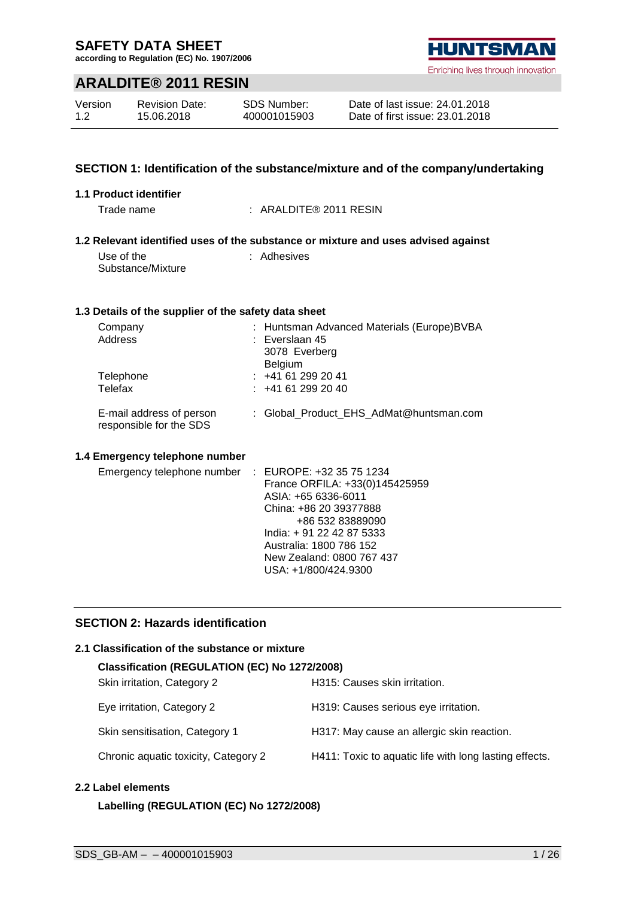# SAFETY DATA SHEET

**according to Regulation (EC) No. 1907/2006**

HUNTSMAN

Enriching lives through innovation

## ARALDITE® 2011 RESIN

| Version | Revision Date: | SDS Number: | Date of last issue: 24.01.2018 |
|---|---|---|---|
| 1.2 | 15.06.2018 | 400001015903 | Date of first issue: 23.01.2018 |

## SECTION 1: Identification of the substance/mixture and of the company/undertaking

### 1.1 Product identifier

Trade name : ARALDITE® 2011 RESIN

### 1.2 Relevant identified uses of the substance or mixture and uses advised against

Use of the Substance/Mixture : Adhesives

### 1.3 Details of the supplier of the safety data sheet

Company : Huntsman Advanced Materials (Europe)BVBA

Address : Everslaan 45
3078 Everberg
Belgium

Telephone : +41 61 299 20 41

Telefax : +41 61 299 20 40

E-mail address of person responsible for the SDS : Global_Product_EHS_AdMat@huntsman.com

### 1.4 Emergency telephone number

Emergency telephone number : EUROPE: +32 35 75 1234
France ORFILA: +33(0)145425959
ASIA: +65 6336-6011
China: +86 20 39377888
+86 532 83889090
India: + 91 22 42 87 5333
Australia: 1800 786 152
New Zealand: 0800 767 437
USA: +1/800/424.9300

## SECTION 2: Hazards identification

### 2.1 Classification of the substance or mixture

**Classification (REGULATION (EC) No 1272/2008)**

| | |
|---|---|
| Skin irritation, Category 2 | H315: Causes skin irritation. |
| Eye irritation, Category 2 | H319: Causes serious eye irritation. |
| Skin sensitisation, Category 1 | H317: May cause an allergic skin reaction. |
| Chronic aquatic toxicity, Category 2 | H411: Toxic to aquatic life with long lasting effects. |

### 2.2 Label elements

**Labelling (REGULATION (EC) No 1272/2008)**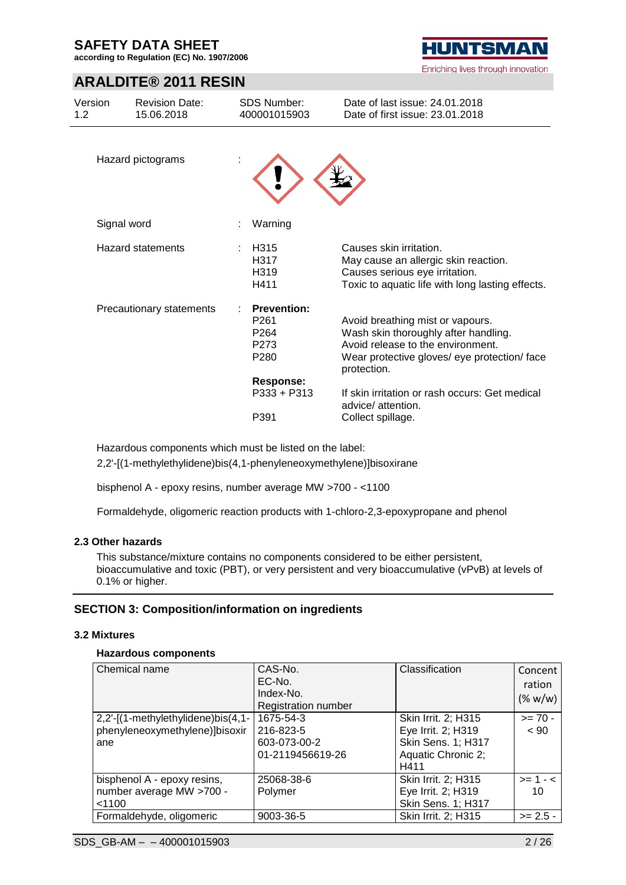Hazard pictograms :

Signal word : Warning

Hazard statements :

| | |
|---|---|
| H315 | Causes skin irritation. |
| H317 | May cause an allergic skin reaction. |
| H319 | Causes serious eye irritation. |
| H411 | Toxic to aquatic life with long lasting effects. |

Precautionary statements :

**Prevention:**

| | |
|---|---|
| P261 | Avoid breathing mist or vapours. |
| P264 | Wash skin thoroughly after handling. |
| P273 | Avoid release to the environment. |
| P280 | Wear protective gloves/ eye protection/ face protection. |

**Response:**

| | |
|---|---|
| P333 + P313 | If skin irritation or rash occurs: Get medical advice/ attention. |
| P391 | Collect spillage. |

Hazardous components which must be listed on the label:

2,2'-[(1-methylethylidene)bis(4,1-phenyleneoxymethylene)]bisoxirane

bisphenol A - epoxy resins, number average MW >700 - <1100

Formaldehyde, oligomeric reaction products with 1-chloro-2,3-epoxypropane and phenol

### 2.3 Other hazards

This substance/mixture contains no components considered to be either persistent, bioaccumulative and toxic (PBT), or very persistent and very bioaccumulative (vPvB) at levels of 0.1% or higher.

## SECTION 3: Composition/information on ingredients

### 3.2 Mixtures

**Hazardous components**

| Chemical name | CAS-No.<br>EC-No.<br>Index-No.<br>Registration number | Classification | Concentration (% w/w) |
|---|---|---|---|
| 2,2'-[(1-methylethylidene)bis(4,1-phenyleneoxymethylene)]bisoxirane | 1675-54-3<br>216-823-5<br>603-073-00-2<br>01-2119456619-26 | Skin Irrit. 2; H315<br>Eye Irrit. 2; H319<br>Skin Sens. 1; H317<br>Aquatic Chronic 2; H411 | >= 70 - < 90 |
| bisphenol A - epoxy resins, number average MW >700 - <1100 | 25068-38-6<br>Polymer | Skin Irrit. 2; H315<br>Eye Irrit. 2; H319<br>Skin Sens. 1; H317 | >= 1 - < 10 |
| Formaldehyde, oligomeric | 9003-36-5 | Skin Irrit. 2; H315 | >= 2.5 - |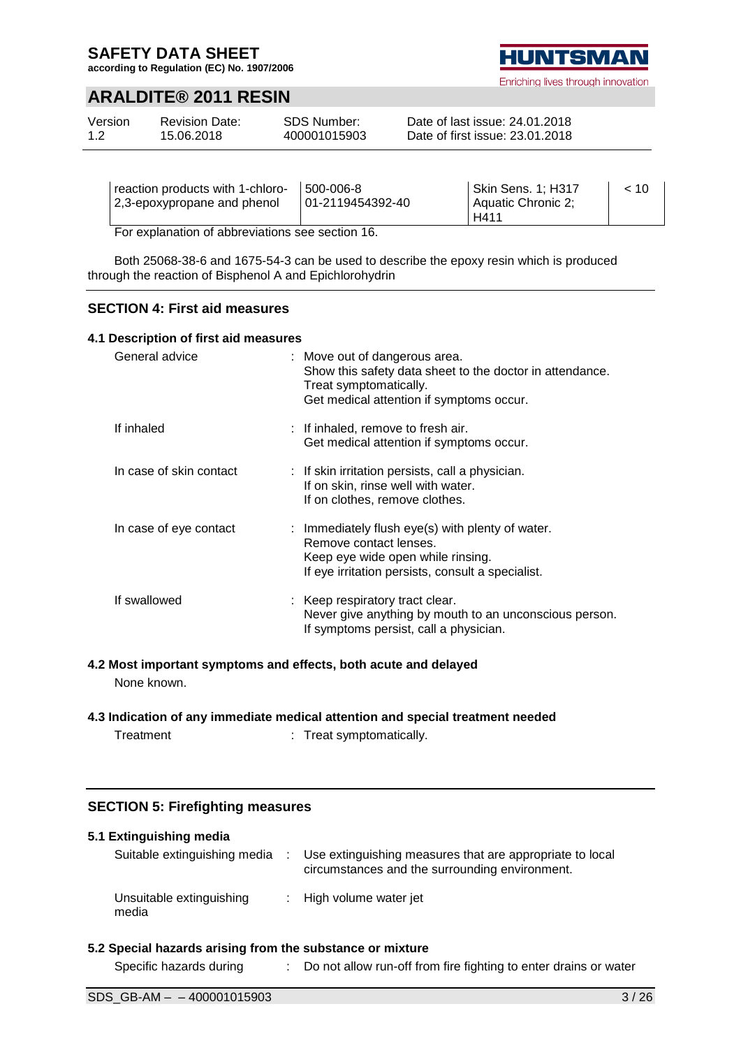| reaction products with 1-chloro-2,3-epoxypropane and phenol | 500-006-8<br>01-2119454392-40 | Skin Sens. 1; H317<br>Aquatic Chronic 2; H411 | < 10 |
|---|---|---|---|

For explanation of abbreviations see section 16.

Both 25068-38-6 and 1675-54-3 can be used to describe the epoxy resin which is produced through the reaction of Bisphenol A and Epichlorohydrin

## SECTION 4: First aid measures

### 4.1 Description of first aid measures

General advice : Move out of dangerous area.
Show this safety data sheet to the doctor in attendance.
Treat symptomatically.
Get medical attention if symptoms occur.

If inhaled : If inhaled, remove to fresh air.
Get medical attention if symptoms occur.

In case of skin contact : If skin irritation persists, call a physician.
If on skin, rinse well with water.
If on clothes, remove clothes.

In case of eye contact : Immediately flush eye(s) with plenty of water.
Remove contact lenses.
Keep eye wide open while rinsing.
If eye irritation persists, consult a specialist.

If swallowed : Keep respiratory tract clear.
Never give anything by mouth to an unconscious person.
If symptoms persist, call a physician.

### 4.2 Most important symptoms and effects, both acute and delayed

None known.

### 4.3 Indication of any immediate medical attention and special treatment needed

Treatment : Treat symptomatically.

## SECTION 5: Firefighting measures

### 5.1 Extinguishing media

Suitable extinguishing media : Use extinguishing measures that are appropriate to local circumstances and the surrounding environment.

Unsuitable extinguishing media : High volume water jet

### 5.2 Special hazards arising from the substance or mixture

Specific hazards during : Do not allow run-off from fire fighting to enter drains or water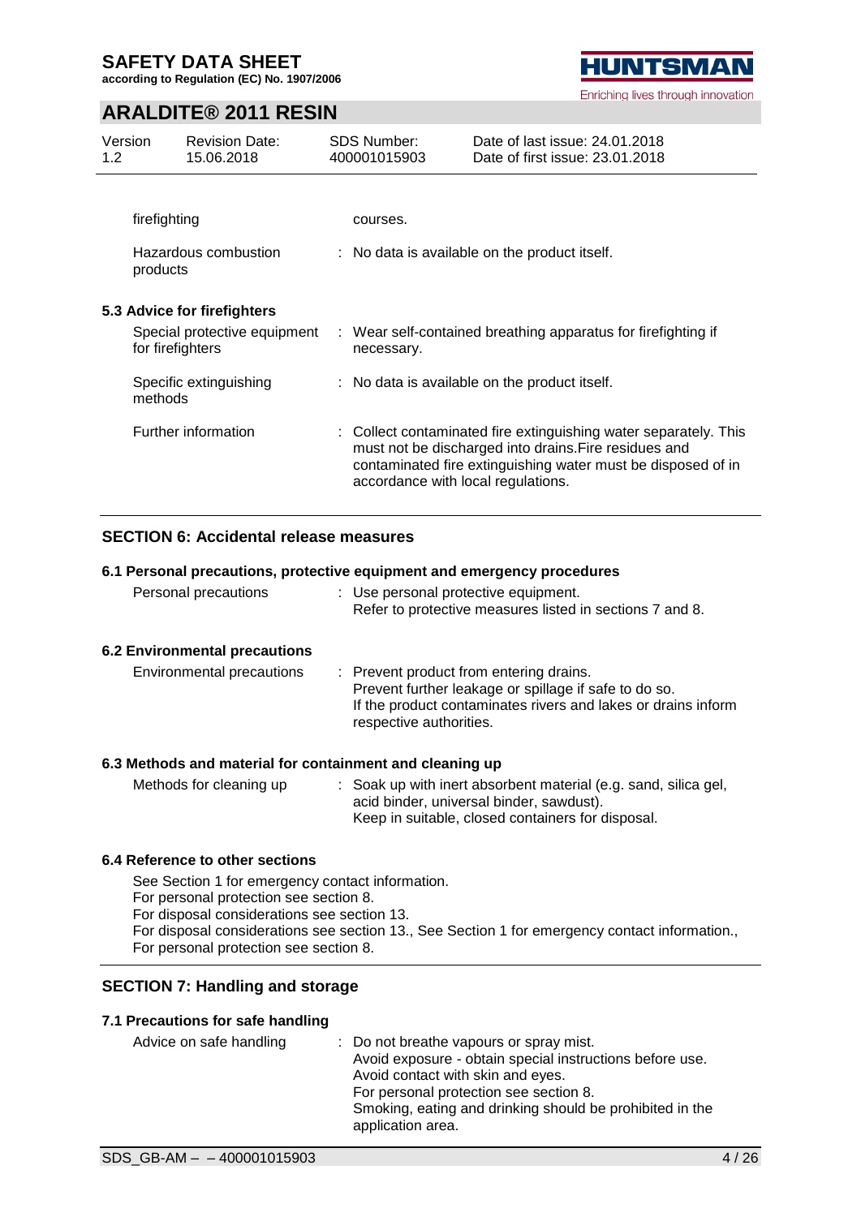| | |
|---|---|
| firefighting | courses. |
| Hazardous combustion products | : No data is available on the product itself. |

**5.3 Advice for firefighters**

| | |
|---|---|
| Special protective equipment for firefighters | : Wear self-contained breathing apparatus for firefighting if necessary. |
| Specific extinguishing methods | : No data is available on the product itself. |
| Further information | : Collect contaminated fire extinguishing water separately. This must not be discharged into drains.Fire residues and contaminated fire extinguishing water must be disposed of in accordance with local regulations. |

## SECTION 6: Accidental release measures

**6.1 Personal precautions, protective equipment and emergency procedures**

| | |
|---|---|
| Personal precautions | : Use personal protective equipment.<br>Refer to protective measures listed in sections 7 and 8. |

**6.2 Environmental precautions**

| | |
|---|---|
| Environmental precautions | : Prevent product from entering drains.<br>Prevent further leakage or spillage if safe to do so.<br>If the product contaminates rivers and lakes or drains inform respective authorities. |

**6.3 Methods and material for containment and cleaning up**

| | |
|---|---|
| Methods for cleaning up | : Soak up with inert absorbent material (e.g. sand, silica gel, acid binder, universal binder, sawdust).<br>Keep in suitable, closed containers for disposal. |

**6.4 Reference to other sections**

See Section 1 for emergency contact information.
For personal protection see section 8.
For disposal considerations see section 13.
For disposal considerations see section 13., See Section 1 for emergency contact information., For personal protection see section 8.

## SECTION 7: Handling and storage

**7.1 Precautions for safe handling**

| | |
|---|---|
| Advice on safe handling | : Do not breathe vapours or spray mist.<br>Avoid exposure - obtain special instructions before use.<br>Avoid contact with skin and eyes.<br>For personal protection see section 8.<br>Smoking, eating and drinking should be prohibited in the application area. |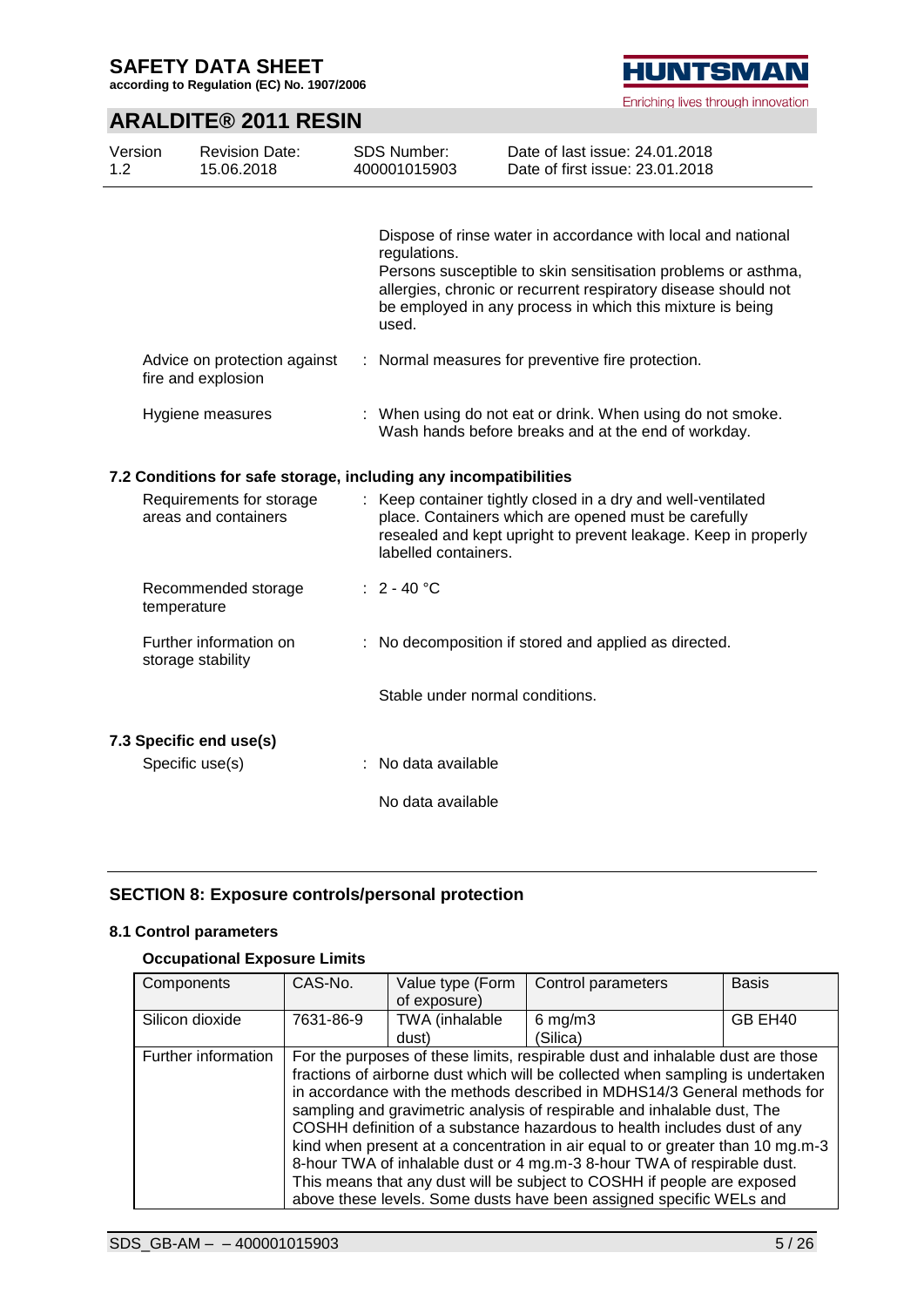Dispose of rinse water in accordance with local and national regulations.
Persons susceptible to skin sensitisation problems or asthma, allergies, chronic or recurrent respiratory disease should not be employed in any process in which this mixture is being used.

Advice on protection against fire and explosion : Normal measures for preventive fire protection.

Hygiene measures : When using do not eat or drink. When using do not smoke. Wash hands before breaks and at the end of workday.

### 7.2 Conditions for safe storage, including any incompatibilities

Requirements for storage areas and containers : Keep container tightly closed in a dry and well-ventilated place. Containers which are opened must be carefully resealed and kept upright to prevent leakage. Keep in properly labelled containers.

Recommended storage temperature : 2 - 40 °C

Further information on storage stability : No decomposition if stored and applied as directed.

Stable under normal conditions.

### 7.3 Specific end use(s)

Specific use(s) : No data available

No data available

## SECTION 8: Exposure controls/personal protection

### 8.1 Control parameters

**Occupational Exposure Limits**

| Components | CAS-No. | Value type (Form of exposure) | Control parameters | Basis |
| --- | --- | --- | --- | --- |
| Silicon dioxide | 7631-86-9 | TWA (inhalable dust) | 6 mg/m3 (Silica) | GB EH40 |
| Further information | For the purposes of these limits, respirable dust and inhalable dust are those fractions of airborne dust which will be collected when sampling is undertaken in accordance with the methods described in MDHS14/3 General methods for sampling and gravimetric analysis of respirable and inhalable dust, The COSHH definition of a substance hazardous to health includes dust of any kind when present at a concentration in air equal to or greater than 10 mg.m-3 8-hour TWA of inhalable dust or 4 mg.m-3 8-hour TWA of respirable dust. This means that any dust will be subject to COSHH if people are exposed above these levels. Some dusts have been assigned specific WELs and | | | |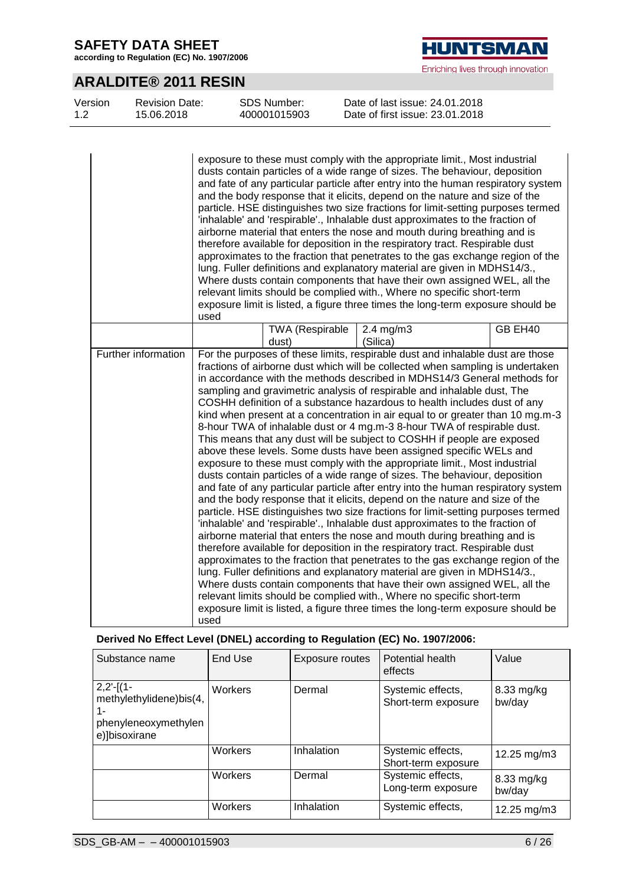| | | | | |
|---|---|---|---|---|
| | exposure to these must comply with the appropriate limit., Most industrial dusts contain particles of a wide range of sizes. The behaviour, deposition and fate of any particular particle after entry into the human respiratory system and the body response that it elicits, depend on the nature and size of the particle. HSE distinguishes two size fractions for limit-setting purposes termed 'inhalable' and 'respirable'., Inhalable dust approximates to the fraction of airborne material that enters the nose and mouth during breathing and is therefore available for deposition in the respiratory tract. Respirable dust approximates to the fraction that penetrates to the gas exchange region of the lung. Fuller definitions and explanatory material are given in MDHS14/3., Where dusts contain components that have their own assigned WEL, all the relevant limits should be complied with., Where no specific short-term exposure limit is listed, a figure three times the long-term exposure should be used | | | |
| | | TWA (Respirable dust) | 2.4 mg/m3 (Silica) | GB EH40 |
| Further information | For the purposes of these limits, respirable dust and inhalable dust are those fractions of airborne dust which will be collected when sampling is undertaken in accordance with the methods described in MDHS14/3 General methods for sampling and gravimetric analysis of respirable and inhalable dust, The COSHH definition of a substance hazardous to health includes dust of any kind when present at a concentration in air equal to or greater than 10 mg.m-3 8-hour TWA of inhalable dust or 4 mg.m-3 8-hour TWA of respirable dust. This means that any dust will be subject to COSHH if people are exposed above these levels. Some dusts have been assigned specific WELs and exposure to these must comply with the appropriate limit., Most industrial dusts contain particles of a wide range of sizes. The behaviour, deposition and fate of any particular particle after entry into the human respiratory system and the body response that it elicits, depend on the nature and size of the particle. HSE distinguishes two size fractions for limit-setting purposes termed 'inhalable' and 'respirable'., Inhalable dust approximates to the fraction of airborne material that enters the nose and mouth during breathing and is therefore available for deposition in the respiratory tract. Respirable dust approximates to the fraction that penetrates to the gas exchange region of the lung. Fuller definitions and explanatory material are given in MDHS14/3., Where dusts contain components that have their own assigned WEL, all the relevant limits should be complied with., Where no specific short-term exposure limit is listed, a figure three times the long-term exposure should be used | | | |

**Derived No Effect Level (DNEL) according to Regulation (EC) No. 1907/2006:**

| Substance name | End Use | Exposure routes | Potential health effects | Value |
|---|---|---|---|---|
| 2,2'-[(1-methylethylidene)bis(4,1-phenyleneoxymethylene)]bisoxirane | Workers | Dermal | Systemic effects, Short-term exposure | 8.33 mg/kg bw/day |
| | Workers | Inhalation | Systemic effects, Short-term exposure | 12.25 mg/m3 |
| | Workers | Dermal | Systemic effects, Long-term exposure | 8.33 mg/kg bw/day |
| | Workers | Inhalation | Systemic effects, | 12.25 mg/m3 |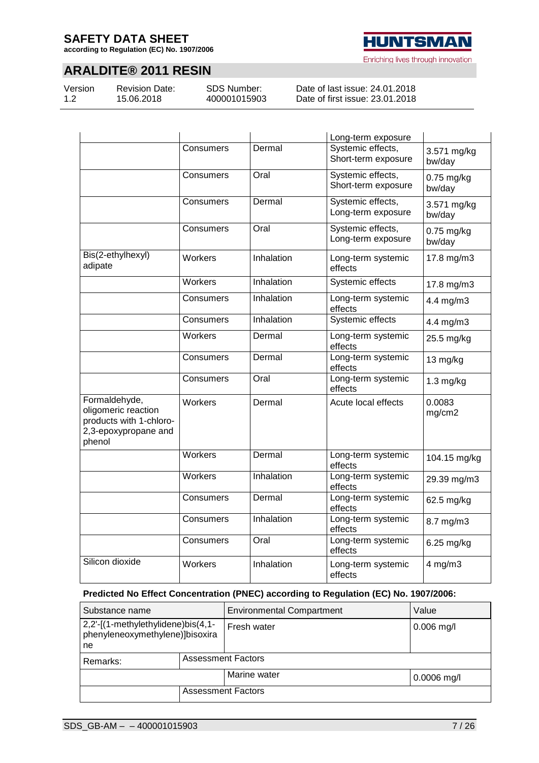| | | | Long-term exposure | |
|---|---|---|---|---|
| | Consumers | Dermal | Systemic effects, Short-term exposure | 3.571 mg/kg bw/day |
| | Consumers | Oral | Systemic effects, Short-term exposure | 0.75 mg/kg bw/day |
| | Consumers | Dermal | Systemic effects, Long-term exposure | 3.571 mg/kg bw/day |
| | Consumers | Oral | Systemic effects, Long-term exposure | 0.75 mg/kg bw/day |
| Bis(2-ethylhexyl) adipate | Workers | Inhalation | Long-term systemic effects | 17.8 mg/m3 |
| | Workers | Inhalation | Systemic effects | 17.8 mg/m3 |
| | Consumers | Inhalation | Long-term systemic effects | 4.4 mg/m3 |
| | Consumers | Inhalation | Systemic effects | 4.4 mg/m3 |
| | Workers | Dermal | Long-term systemic effects | 25.5 mg/kg |
| | Consumers | Dermal | Long-term systemic effects | 13 mg/kg |
| | Consumers | Oral | Long-term systemic effects | 1.3 mg/kg |
| Formaldehyde, oligomeric reaction products with 1-chloro-2,3-epoxypropane and phenol | Workers | Dermal | Acute local effects | 0.0083 mg/cm2 |
| | Workers | Dermal | Long-term systemic effects | 104.15 mg/kg |
| | Workers | Inhalation | Long-term systemic effects | 29.39 mg/m3 |
| | Consumers | Dermal | Long-term systemic effects | 62.5 mg/kg |
| | Consumers | Inhalation | Long-term systemic effects | 8.7 mg/m3 |
| | Consumers | Oral | Long-term systemic effects | 6.25 mg/kg |
| Silicon dioxide | Workers | Inhalation | Long-term systemic effects | 4 mg/m3 |

**Predicted No Effect Concentration (PNEC) according to Regulation (EC) No. 1907/2006:**

| Substance name | | Environmental Compartment | Value |
|---|---|---|---|
| 2,2'-[(1-methylethylidene)bis(4,1-phenyleneoxymethylene)]bisoxirane | | Fresh water | 0.006 mg/l |
| Remarks: | Assessment Factors | | |
| | | Marine water | 0.0006 mg/l |
| | Assessment Factors | | |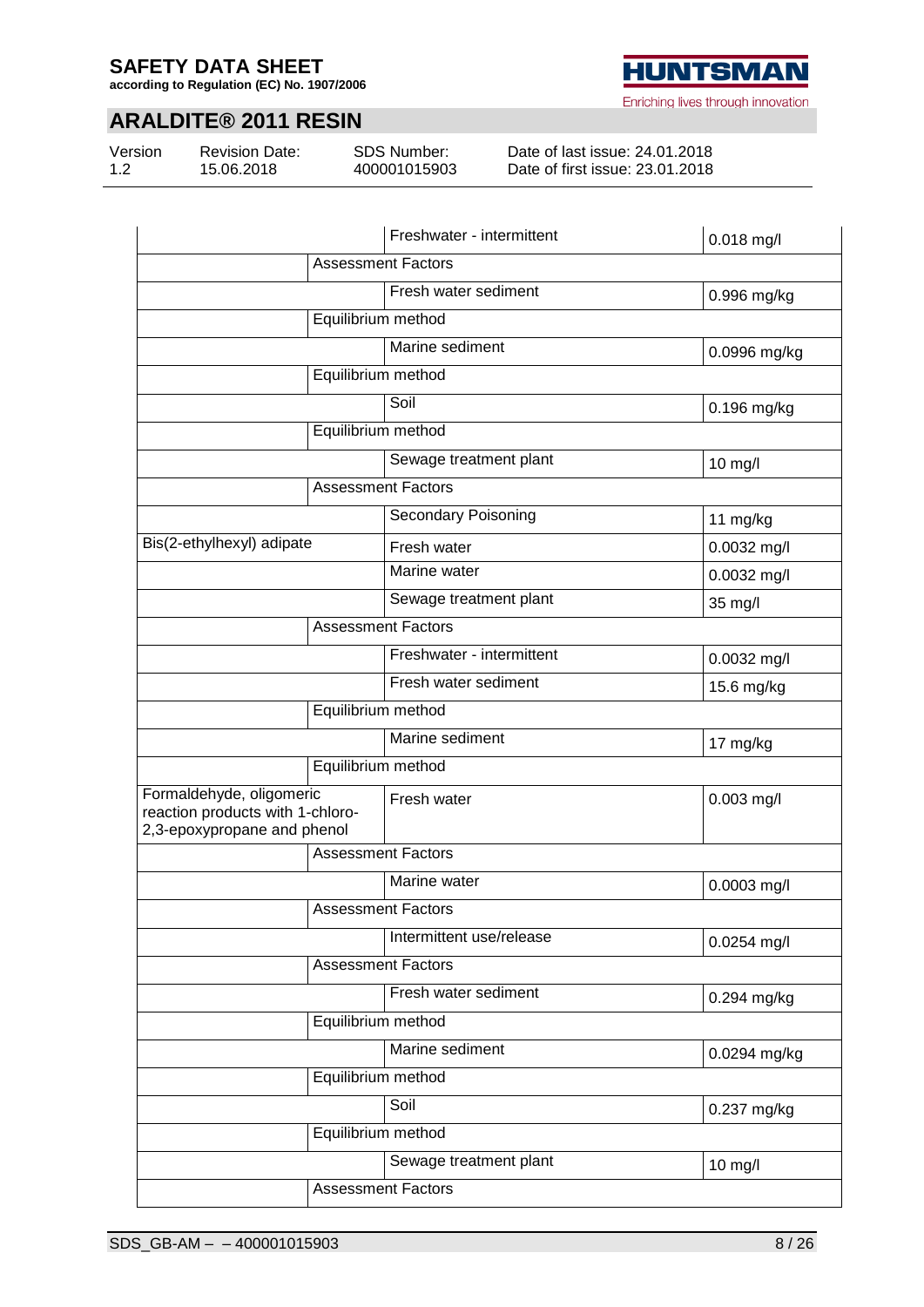| Substance name | Environmental Compartment | Value |
|---|---|---|
| | Freshwater - intermittent | 0.018 mg/l |
| | Assessment Factors | |
| | Fresh water sediment | 0.996 mg/kg |
| | Equilibrium method | |
| | Marine sediment | 0.0996 mg/kg |
| | Equilibrium method | |
| | Soil | 0.196 mg/kg |
| | Equilibrium method | |
| | Sewage treatment plant | 10 mg/l |
| | Assessment Factors | |
| | Secondary Poisoning | 11 mg/kg |
| Bis(2-ethylhexyl) adipate | Fresh water | 0.0032 mg/l |
| | Marine water | 0.0032 mg/l |
| | Sewage treatment plant | 35 mg/l |
| | Assessment Factors | |
| | Freshwater - intermittent | 0.0032 mg/l |
| | Fresh water sediment | 15.6 mg/kg |
| | Equilibrium method | |
| | Marine sediment | 17 mg/kg |
| | Equilibrium method | |
| Formaldehyde, oligomeric reaction products with 1-chloro-2,3-epoxypropane and phenol | Fresh water | 0.003 mg/l |
| | Assessment Factors | |
| | Marine water | 0.0003 mg/l |
| | Assessment Factors | |
| | Intermittent use/release | 0.0254 mg/l |
| | Assessment Factors | |
| | Fresh water sediment | 0.294 mg/kg |
| | Equilibrium method | |
| | Marine sediment | 0.0294 mg/kg |
| | Equilibrium method | |
| | Soil | 0.237 mg/kg |
| | Equilibrium method | |
| | Sewage treatment plant | 10 mg/l |
| | Assessment Factors | |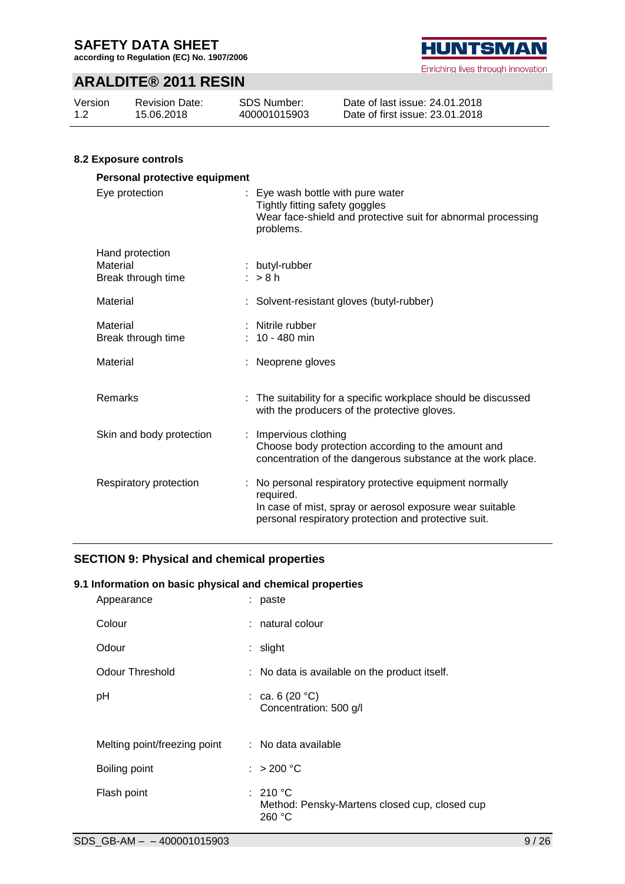### 8.2 Exposure controls

**Personal protective equipment**

| | |
|---|---|
| Eye protection | : Eye wash bottle with pure water<br>Tightly fitting safety goggles<br>Wear face-shield and protective suit for abnormal processing problems. |
| Hand protection<br>Material<br>Break through time | <br>: butyl-rubber<br>: > 8 h |
| Material | : Solvent-resistant gloves (butyl-rubber) |
| Material<br>Break through time | : Nitrile rubber<br>: 10 - 480 min |
| Material | : Neoprene gloves |
| Remarks | : The suitability for a specific workplace should be discussed with the producers of the protective gloves. |
| Skin and body protection | : Impervious clothing<br>Choose body protection according to the amount and concentration of the dangerous substance at the work place. |
| Respiratory protection | : No personal respiratory protective equipment normally required.<br>In case of mist, spray or aerosol exposure wear suitable personal respiratory protection and protective suit. |

## SECTION 9: Physical and chemical properties

### 9.1 Information on basic physical and chemical properties

| | |
|---|---|
| Appearance | : paste |
| Colour | : natural colour |
| Odour | : slight |
| Odour Threshold | : No data is available on the product itself. |
| pH | : ca. 6 (20 °C)<br>Concentration: 500 g/l |
| Melting point/freezing point | : No data available |
| Boiling point | : > 200 °C |
| Flash point | : 210 °C<br>Method: Pensky-Martens closed cup, closed cup<br>260 °C |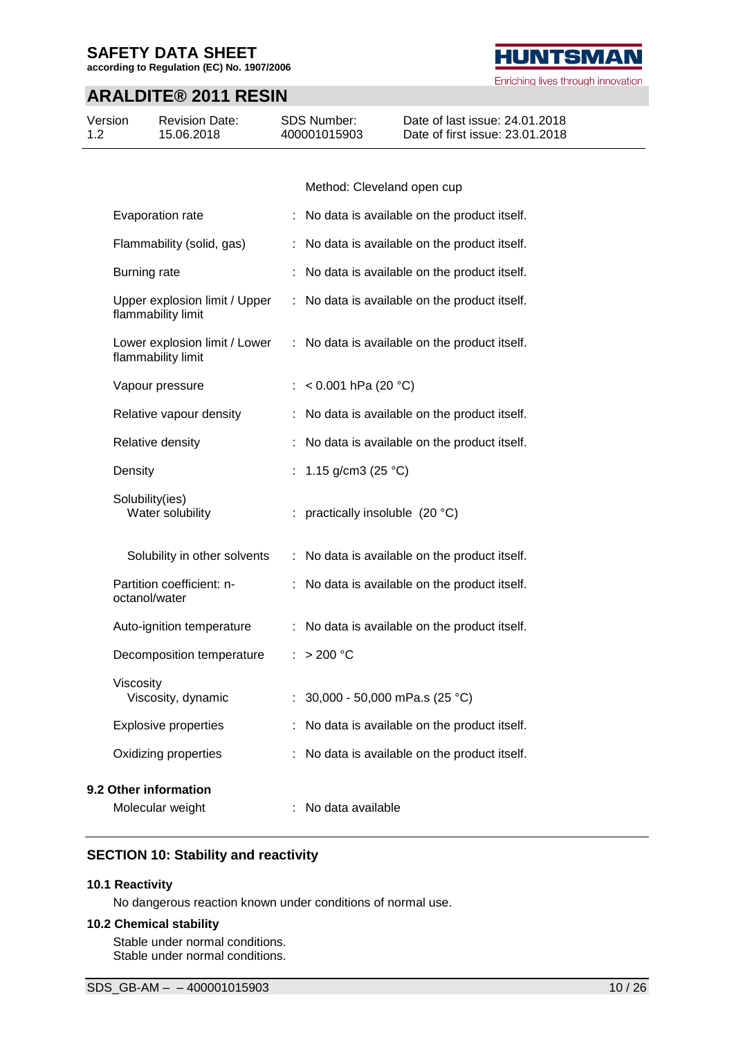Method: Cleveland open cup

| | | |
|---|---|---|
| Evaporation rate | : | No data is available on the product itself. |
| Flammability (solid, gas) | : | No data is available on the product itself. |
| Burning rate | : | No data is available on the product itself. |
| Upper explosion limit / Upper flammability limit | : | No data is available on the product itself. |
| Lower explosion limit / Lower flammability limit | : | No data is available on the product itself. |
| Vapour pressure | : | < 0.001 hPa (20 °C) |
| Relative vapour density | : | No data is available on the product itself. |
| Relative density | : | No data is available on the product itself. |
| Density | : | 1.15 g/cm3 (25 °C) |
| Solubility(ies)<br>Water solubility | : | practically insoluble (20 °C) |
| Solubility in other solvents | : | No data is available on the product itself. |
| Partition coefficient: n-octanol/water | : | No data is available on the product itself. |
| Auto-ignition temperature | : | No data is available on the product itself. |
| Decomposition temperature | : | > 200 °C |
| Viscosity<br>Viscosity, dynamic | : | 30,000 - 50,000 mPa.s (25 °C) |
| Explosive properties | : | No data is available on the product itself. |
| Oxidizing properties | : | No data is available on the product itself. |

### 9.2 Other information

| | | |
|---|---|---|
| Molecular weight | : | No data available |

## SECTION 10: Stability and reactivity

### 10.1 Reactivity

No dangerous reaction known under conditions of normal use.

### 10.2 Chemical stability

Stable under normal conditions.
Stable under normal conditions.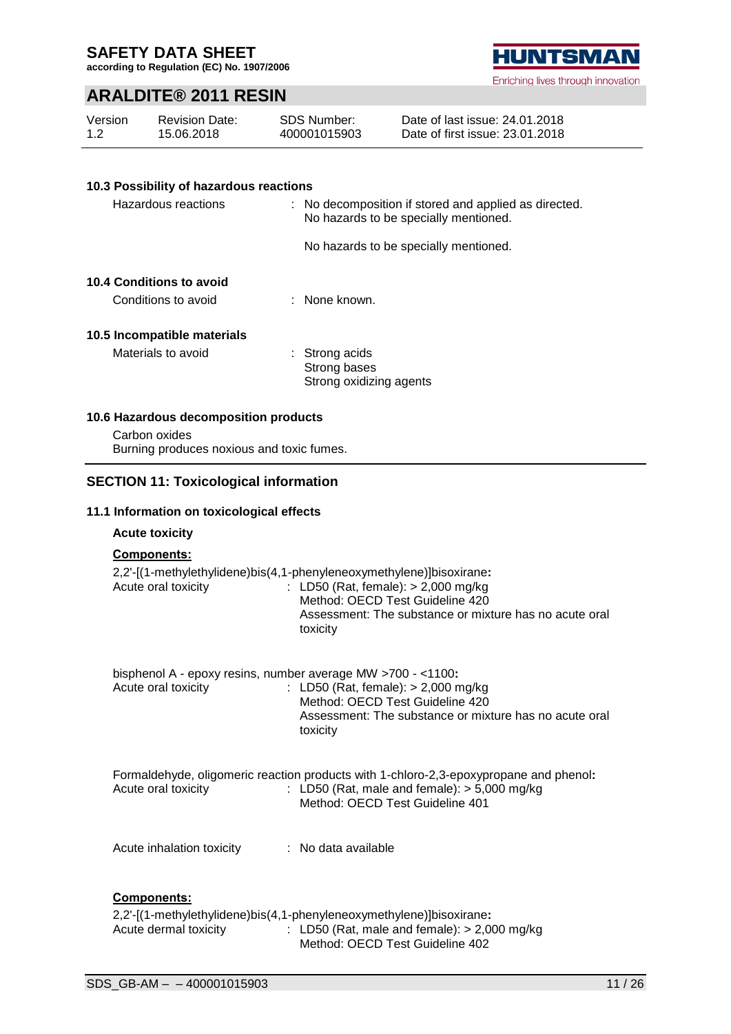### 10.3 Possibility of hazardous reactions

Hazardous reactions : No decomposition if stored and applied as directed. No hazards to be specially mentioned.

No hazards to be specially mentioned.

### 10.4 Conditions to avoid

Conditions to avoid : None known.

### 10.5 Incompatible materials

Materials to avoid : Strong acids
Strong bases
Strong oxidizing agents

### 10.6 Hazardous decomposition products

Carbon oxides
Burning produces noxious and toxic fumes.

## SECTION 11: Toxicological information

### 11.1 Information on toxicological effects

**Acute toxicity**

**Components:**

2,2'-[(1-methylethylidene)bis(4,1-phenyleneoxymethylene)]bisoxirane**:**
Acute oral toxicity : LD50 (Rat, female): > 2,000 mg/kg
Method: OECD Test Guideline 420
Assessment: The substance or mixture has no acute oral toxicity

bisphenol A - epoxy resins, number average MW >700 - <1100**:**
Acute oral toxicity : LD50 (Rat, female): > 2,000 mg/kg
Method: OECD Test Guideline 420
Assessment: The substance or mixture has no acute oral toxicity

Formaldehyde, oligomeric reaction products with 1-chloro-2,3-epoxypropane and phenol**:**
Acute oral toxicity : LD50 (Rat, male and female): > 5,000 mg/kg
Method: OECD Test Guideline 401

Acute inhalation toxicity : No data available

**Components:**

2,2'-[(1-methylethylidene)bis(4,1-phenyleneoxymethylene)]bisoxirane**:**
Acute dermal toxicity : LD50 (Rat, male and female): > 2,000 mg/kg
Method: OECD Test Guideline 402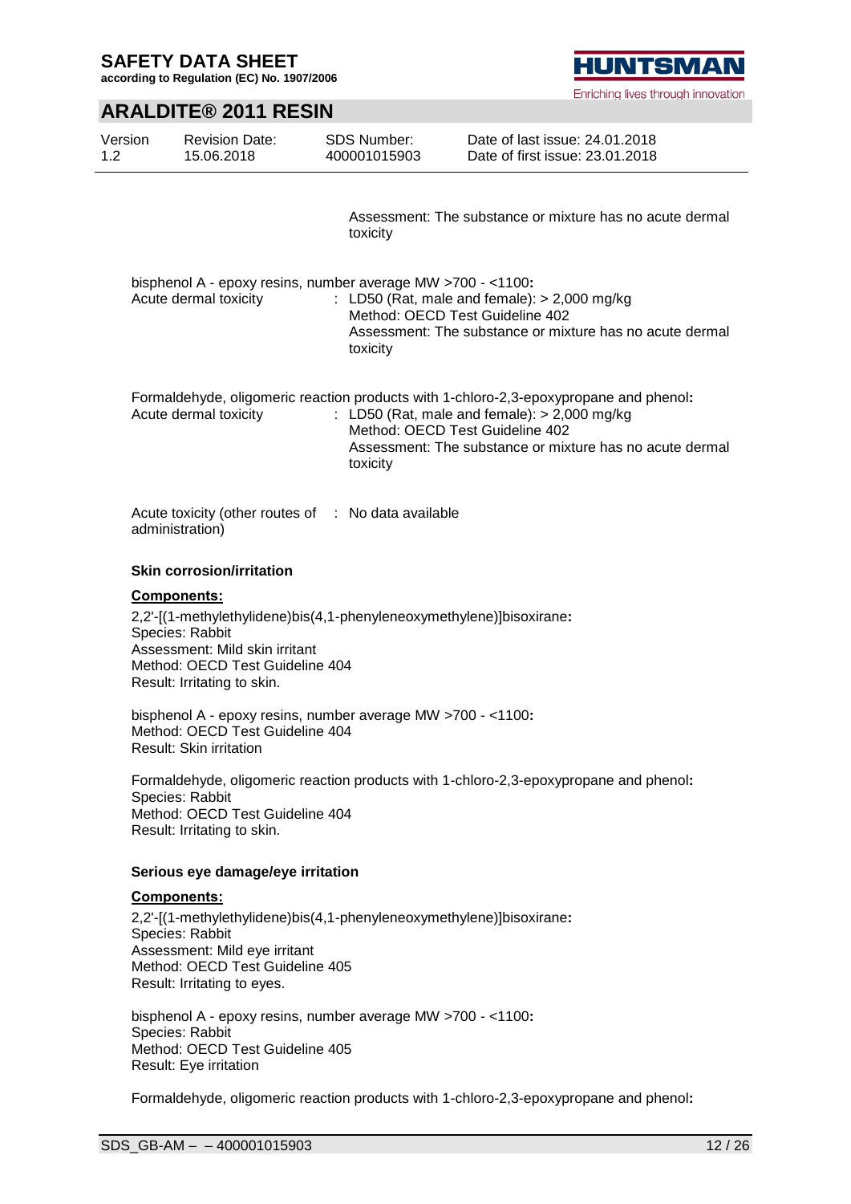Assessment: The substance or mixture has no acute dermal toxicity

bisphenol A - epoxy resins, number average MW >700 - <1100**:**

| | |
|---|---|
| Acute dermal toxicity | : LD50 (Rat, male and female): > 2,000 mg/kg<br>Method: OECD Test Guideline 402<br>Assessment: The substance or mixture has no acute dermal toxicity |

Formaldehyde, oligomeric reaction products with 1-chloro-2,3-epoxypropane and phenol**:**

| | |
|---|---|
| Acute dermal toxicity | : LD50 (Rat, male and female): > 2,000 mg/kg<br>Method: OECD Test Guideline 402<br>Assessment: The substance or mixture has no acute dermal toxicity |

| | |
|---|---|
| Acute toxicity (other routes of administration) | : No data available |

**Skin corrosion/irritation**

**Components:**

2,2'-[(1-methylethylidene)bis(4,1-phenyleneoxymethylene)]bisoxirane**:**
Species: Rabbit
Assessment: Mild skin irritant
Method: OECD Test Guideline 404
Result: Irritating to skin.

bisphenol A - epoxy resins, number average MW >700 - <1100**:**
Method: OECD Test Guideline 404
Result: Skin irritation

Formaldehyde, oligomeric reaction products with 1-chloro-2,3-epoxypropane and phenol**:**
Species: Rabbit
Method: OECD Test Guideline 404
Result: Irritating to skin.

**Serious eye damage/eye irritation**

**Components:**

2,2'-[(1-methylethylidene)bis(4,1-phenyleneoxymethylene)]bisoxirane**:**
Species: Rabbit
Assessment: Mild eye irritant
Method: OECD Test Guideline 405
Result: Irritating to eyes.

bisphenol A - epoxy resins, number average MW >700 - <1100**:**
Species: Rabbit
Method: OECD Test Guideline 405
Result: Eye irritation

Formaldehyde, oligomeric reaction products with 1-chloro-2,3-epoxypropane and phenol**:**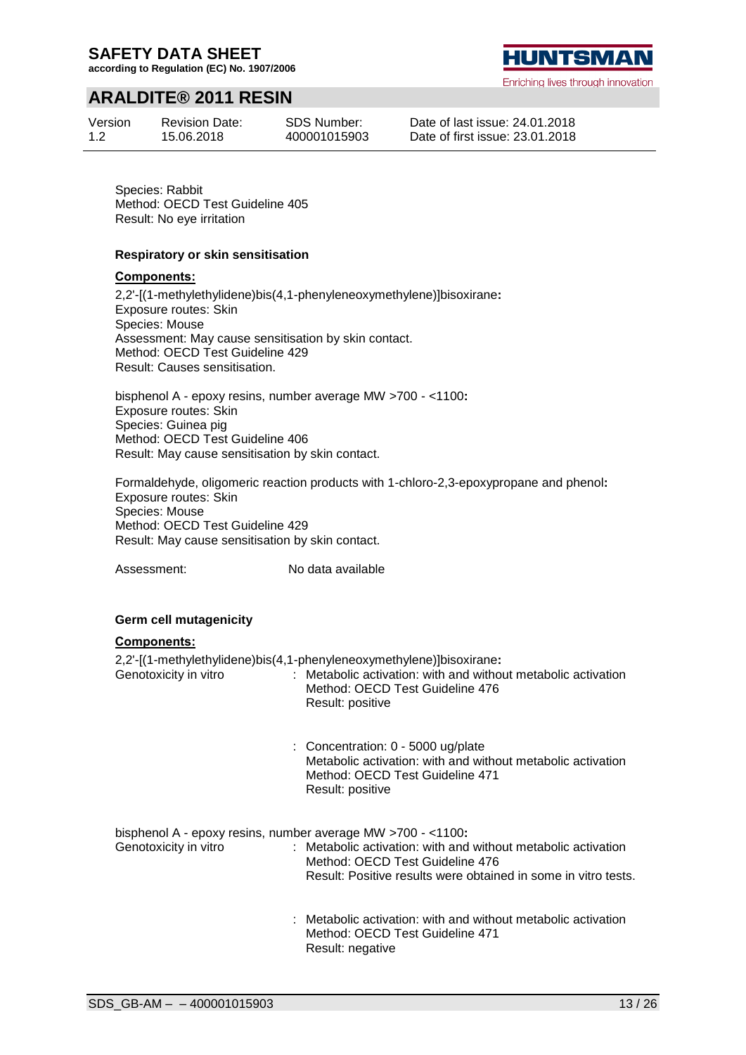Species: Rabbit
Method: OECD Test Guideline 405
Result: No eye irritation

**Respiratory or skin sensitisation**

**Components:**

2,2'-[(1-methylethylidene)bis(4,1-phenyleneoxymethylene)]bisoxirane**:**
Exposure routes: Skin
Species: Mouse
Assessment: May cause sensitisation by skin contact.
Method: OECD Test Guideline 429
Result: Causes sensitisation.

bisphenol A - epoxy resins, number average MW >700 - <1100**:**
Exposure routes: Skin
Species: Guinea pig
Method: OECD Test Guideline 406
Result: May cause sensitisation by skin contact.

Formaldehyde, oligomeric reaction products with 1-chloro-2,3-epoxypropane and phenol**:**
Exposure routes: Skin
Species: Mouse
Method: OECD Test Guideline 429
Result: May cause sensitisation by skin contact.

Assessment: No data available

**Germ cell mutagenicity**

**Components:**

2,2'-[(1-methylethylidene)bis(4,1-phenyleneoxymethylene)]bisoxirane**:**

Genotoxicity in vitro : Metabolic activation: with and without metabolic activation
Method: OECD Test Guideline 476
Result: positive

: Concentration: 0 - 5000 ug/plate
Metabolic activation: with and without metabolic activation
Method: OECD Test Guideline 471
Result: positive

bisphenol A - epoxy resins, number average MW >700 - <1100**:**

Genotoxicity in vitro : Metabolic activation: with and without metabolic activation
Method: OECD Test Guideline 476
Result: Positive results were obtained in some in vitro tests.

: Metabolic activation: with and without metabolic activation
Method: OECD Test Guideline 471
Result: negative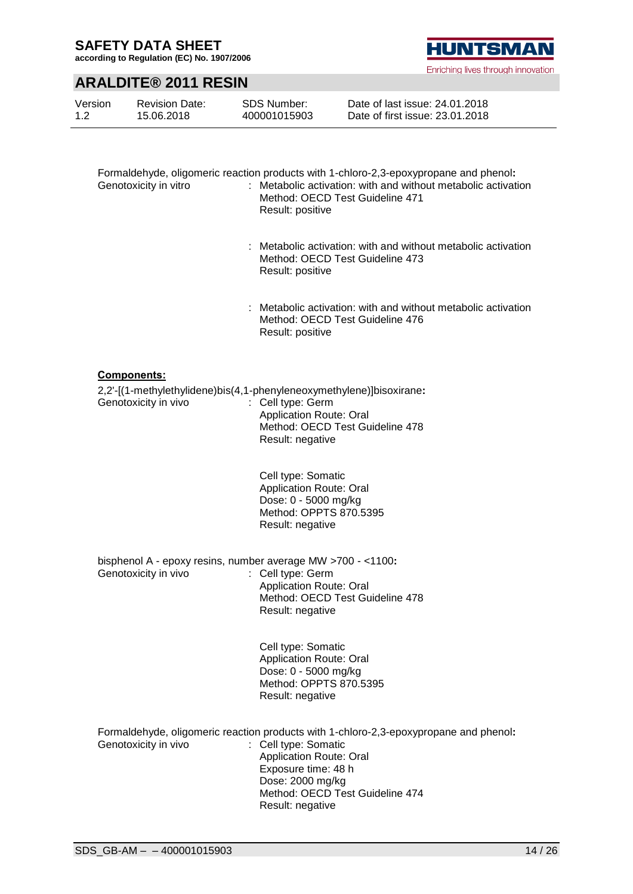Formaldehyde, oligomeric reaction products with 1-chloro-2,3-epoxypropane and phenol**:**

Genotoxicity in vitro : Metabolic activation: with and without metabolic activation
Method: OECD Test Guideline 471
Result: positive

: Metabolic activation: with and without metabolic activation
Method: OECD Test Guideline 473
Result: positive

: Metabolic activation: with and without metabolic activation
Method: OECD Test Guideline 476
Result: positive

**Components:**

2,2'-[(1-methylethylidene)bis(4,1-phenyleneoxymethylene)]bisoxirane**:**

Genotoxicity in vivo : Cell type: Germ
Application Route: Oral
Method: OECD Test Guideline 478
Result: negative

Cell type: Somatic
Application Route: Oral
Dose: 0 - 5000 mg/kg
Method: OPPTS 870.5395
Result: negative

bisphenol A - epoxy resins, number average MW >700 - <1100**:**

Genotoxicity in vivo : Cell type: Germ
Application Route: Oral
Method: OECD Test Guideline 478
Result: negative

Cell type: Somatic
Application Route: Oral
Dose: 0 - 5000 mg/kg
Method: OPPTS 870.5395
Result: negative

Formaldehyde, oligomeric reaction products with 1-chloro-2,3-epoxypropane and phenol**:**

Genotoxicity in vivo : Cell type: Somatic
Application Route: Oral
Exposure time: 48 h
Dose: 2000 mg/kg
Method: OECD Test Guideline 474
Result: negative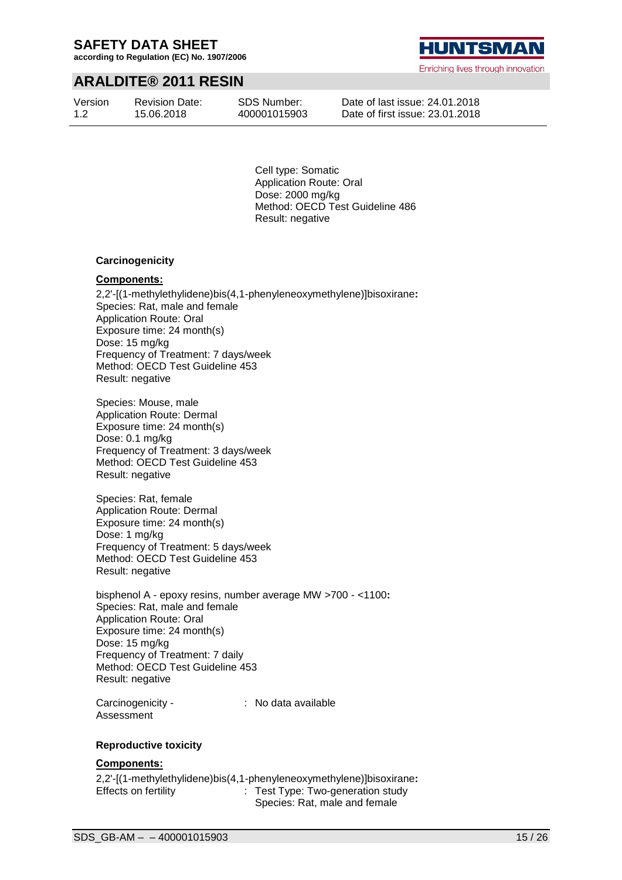Cell type: Somatic
Application Route: Oral
Dose: 2000 mg/kg
Method: OECD Test Guideline 486
Result: negative

**Carcinogenicity**

**Components:**

2,2'-[(1-methylethylidene)bis(4,1-phenyleneoxymethylene)]bisoxirane**:**
Species: Rat, male and female
Application Route: Oral
Exposure time: 24 month(s)
Dose: 15 mg/kg
Frequency of Treatment: 7 days/week
Method: OECD Test Guideline 453
Result: negative

Species: Mouse, male
Application Route: Dermal
Exposure time: 24 month(s)
Dose: 0.1 mg/kg
Frequency of Treatment: 3 days/week
Method: OECD Test Guideline 453
Result: negative

Species: Rat, female
Application Route: Dermal
Exposure time: 24 month(s)
Dose: 1 mg/kg
Frequency of Treatment: 5 days/week
Method: OECD Test Guideline 453
Result: negative

bisphenol A - epoxy resins, number average MW >700 - <1100**:**
Species: Rat, male and female
Application Route: Oral
Exposure time: 24 month(s)
Dose: 15 mg/kg
Frequency of Treatment: 7 daily
Method: OECD Test Guideline 453
Result: negative

Carcinogenicity - Assessment : No data available

**Reproductive toxicity**

**Components:**

2,2'-[(1-methylethylidene)bis(4,1-phenyleneoxymethylene)]bisoxirane**:**
Effects on fertility : Test Type: Two-generation study
Species: Rat, male and female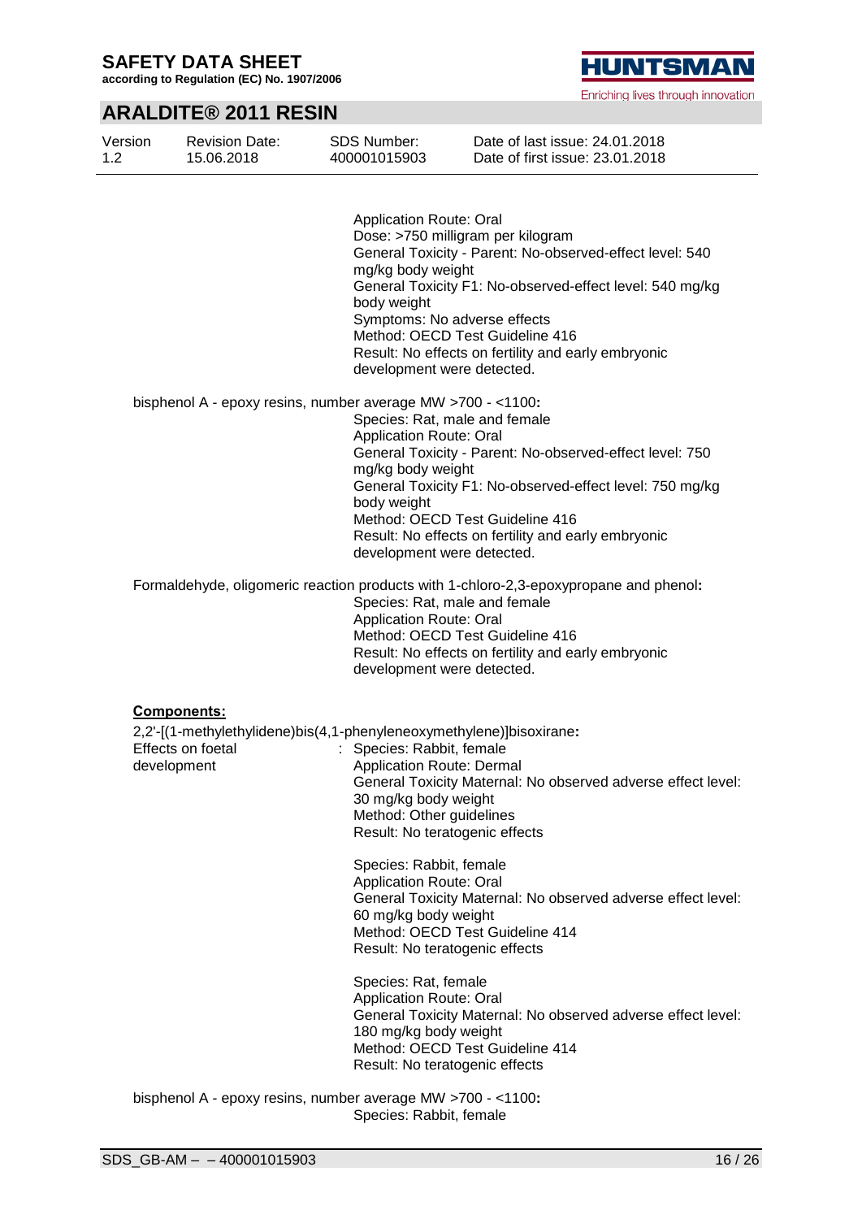Application Route: Oral
Dose: >750 milligram per kilogram
General Toxicity - Parent: No-observed-effect level: 540 mg/kg body weight
General Toxicity F1: No-observed-effect level: 540 mg/kg body weight
Symptoms: No adverse effects
Method: OECD Test Guideline 416
Result: No effects on fertility and early embryonic development were detected.

bisphenol A - epoxy resins, number average MW >700 - <1100**:**

Species: Rat, male and female
Application Route: Oral
General Toxicity - Parent: No-observed-effect level: 750 mg/kg body weight
General Toxicity F1: No-observed-effect level: 750 mg/kg body weight
Method: OECD Test Guideline 416
Result: No effects on fertility and early embryonic development were detected.

Formaldehyde, oligomeric reaction products with 1-chloro-2,3-epoxypropane and phenol**:**

Species: Rat, male and female
Application Route: Oral
Method: OECD Test Guideline 416
Result: No effects on fertility and early embryonic development were detected.

**Components:**

2,2'-[(1-methylethylidene)bis(4,1-phenyleneoxymethylene)]bisoxirane**:**

Effects on foetal development : Species: Rabbit, female
Application Route: Dermal
General Toxicity Maternal: No observed adverse effect level: 30 mg/kg body weight
Method: Other guidelines
Result: No teratogenic effects

Species: Rabbit, female
Application Route: Oral
General Toxicity Maternal: No observed adverse effect level: 60 mg/kg body weight
Method: OECD Test Guideline 414
Result: No teratogenic effects

Species: Rat, female
Application Route: Oral
General Toxicity Maternal: No observed adverse effect level: 180 mg/kg body weight
Method: OECD Test Guideline 414
Result: No teratogenic effects

bisphenol A - epoxy resins, number average MW >700 - <1100**:**

Species: Rabbit, female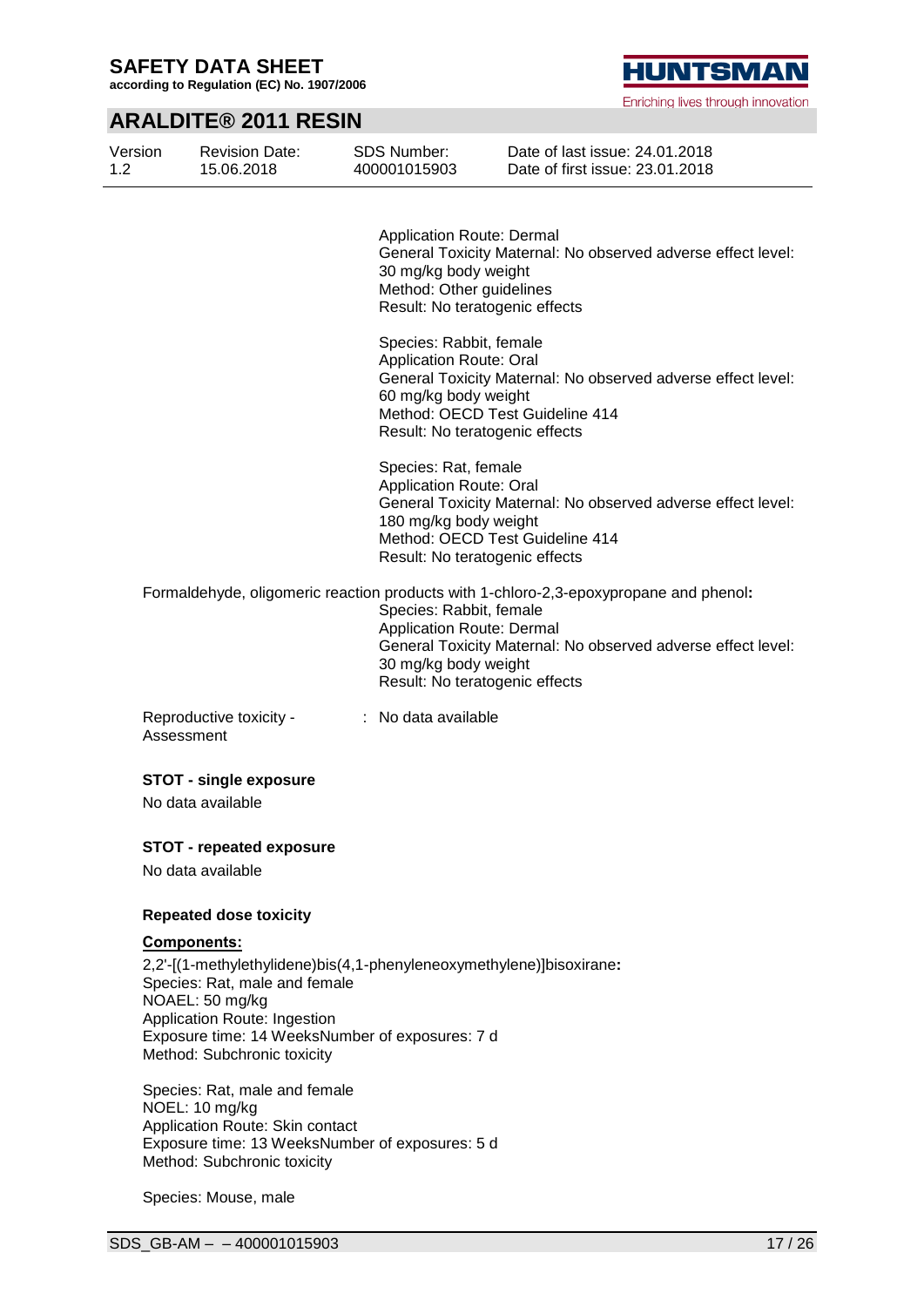Application Route: Dermal
General Toxicity Maternal: No observed adverse effect level: 30 mg/kg body weight
Method: Other guidelines
Result: No teratogenic effects

Species: Rabbit, female
Application Route: Oral
General Toxicity Maternal: No observed adverse effect level: 60 mg/kg body weight
Method: OECD Test Guideline 414
Result: No teratogenic effects

Species: Rat, female
Application Route: Oral
General Toxicity Maternal: No observed adverse effect level: 180 mg/kg body weight
Method: OECD Test Guideline 414
Result: No teratogenic effects

Formaldehyde, oligomeric reaction products with 1-chloro-2,3-epoxypropane and phenol**:**
Species: Rabbit, female
Application Route: Dermal
General Toxicity Maternal: No observed adverse effect level: 30 mg/kg body weight
Result: No teratogenic effects

Reproductive toxicity - Assessment : No data available

**STOT - single exposure**

No data available

**STOT - repeated exposure**

No data available

**Repeated dose toxicity**

**Components:**

2,2'-[(1-methylethylidene)bis(4,1-phenyleneoxymethylene)]bisoxirane**:**
Species: Rat, male and female
NOAEL: 50 mg/kg
Application Route: Ingestion
Exposure time: 14 WeeksNumber of exposures: 7 d
Method: Subchronic toxicity

Species: Rat, male and female
NOEL: 10 mg/kg
Application Route: Skin contact
Exposure time: 13 WeeksNumber of exposures: 5 d
Method: Subchronic toxicity

Species: Mouse, male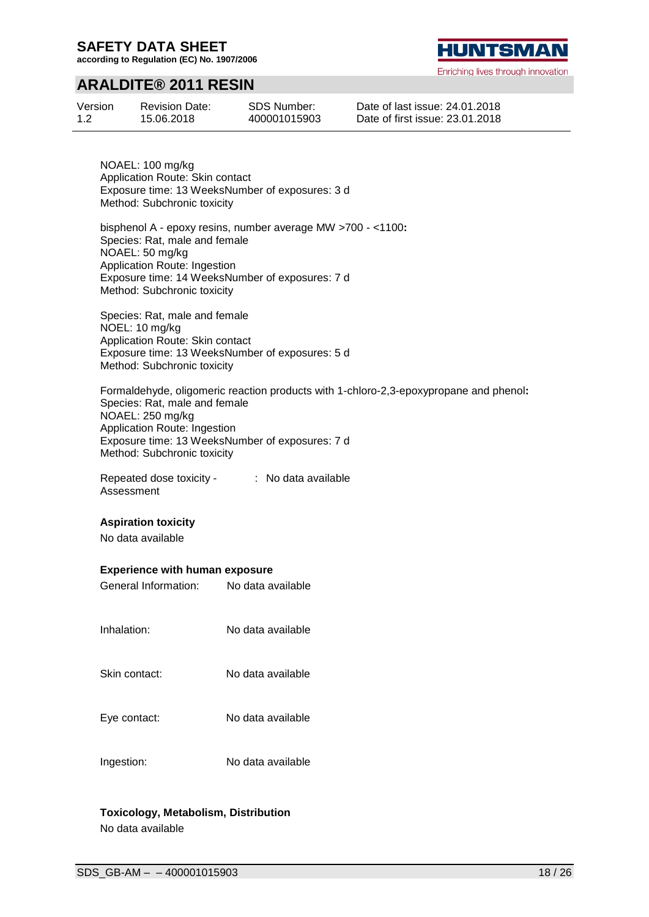NOAEL: 100 mg/kg
Application Route: Skin contact
Exposure time: 13 WeeksNumber of exposures: 3 d
Method: Subchronic toxicity

bisphenol A - epoxy resins, number average MW >700 - <1100**:**
Species: Rat, male and female
NOAEL: 50 mg/kg
Application Route: Ingestion
Exposure time: 14 WeeksNumber of exposures: 7 d
Method: Subchronic toxicity

Species: Rat, male and female
NOEL: 10 mg/kg
Application Route: Skin contact
Exposure time: 13 WeeksNumber of exposures: 5 d
Method: Subchronic toxicity

Formaldehyde, oligomeric reaction products with 1-chloro-2,3-epoxypropane and phenol**:**
Species: Rat, male and female
NOAEL: 250 mg/kg
Application Route: Ingestion
Exposure time: 13 WeeksNumber of exposures: 7 d
Method: Subchronic toxicity

Repeated dose toxicity - Assessment : No data available

**Aspiration toxicity**

No data available

**Experience with human exposure**

General Information: No data available

Inhalation: No data available

Skin contact: No data available

Eye contact: No data available

Ingestion: No data available

**Toxicology, Metabolism, Distribution**

No data available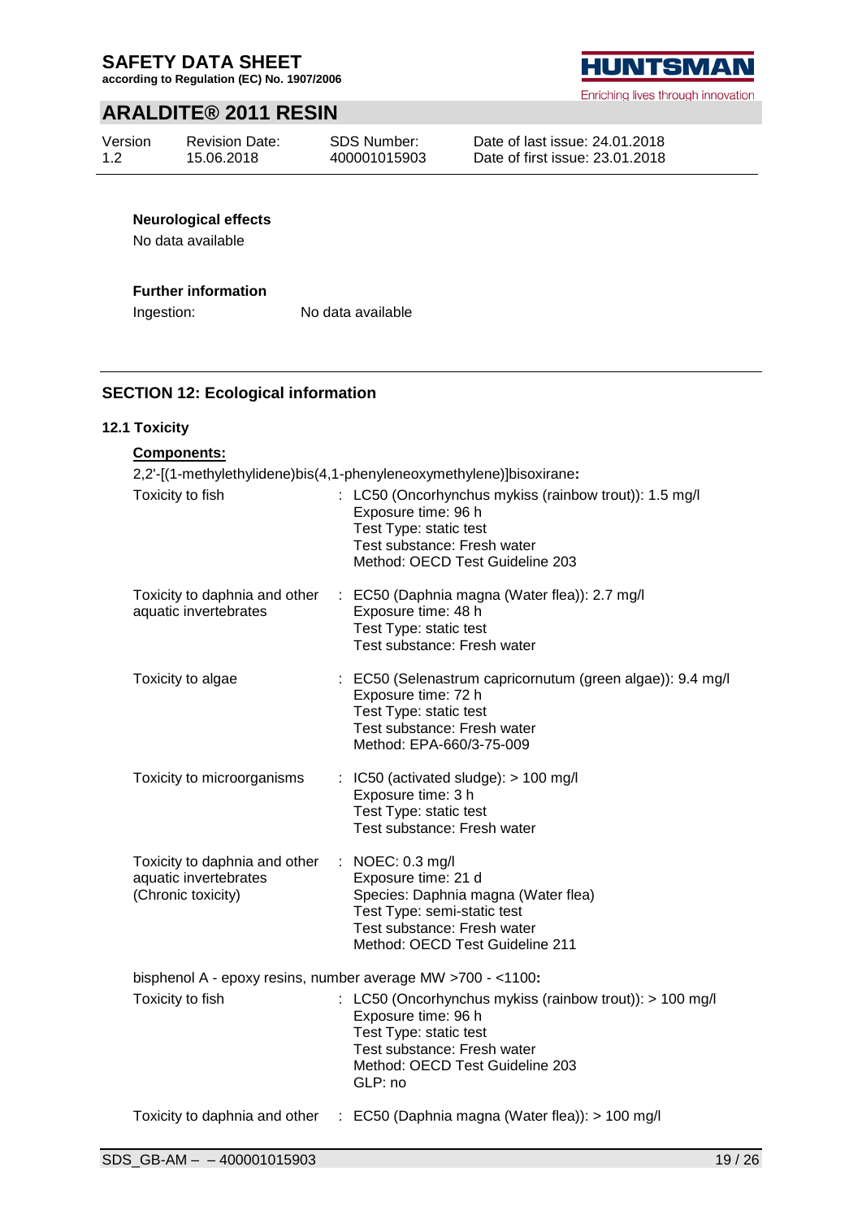**Neurological effects**

No data available

**Further information**

Ingestion: No data available

## SECTION 12: Ecological information

### 12.1 Toxicity

**Components:**

2,2'-[(1-methylethylidene)bis(4,1-phenyleneoxymethylene)]bisoxirane**:**

| | |
|---|---|
| Toxicity to fish | : LC50 (Oncorhynchus mykiss (rainbow trout)): 1.5 mg/l<br>Exposure time: 96 h<br>Test Type: static test<br>Test substance: Fresh water<br>Method: OECD Test Guideline 203 |
| Toxicity to daphnia and other aquatic invertebrates | : EC50 (Daphnia magna (Water flea)): 2.7 mg/l<br>Exposure time: 48 h<br>Test Type: static test<br>Test substance: Fresh water |
| Toxicity to algae | : EC50 (Selenastrum capricornutum (green algae)): 9.4 mg/l<br>Exposure time: 72 h<br>Test Type: static test<br>Test substance: Fresh water<br>Method: EPA-660/3-75-009 |
| Toxicity to microorganisms | : IC50 (activated sludge): > 100 mg/l<br>Exposure time: 3 h<br>Test Type: static test<br>Test substance: Fresh water |
| Toxicity to daphnia and other aquatic invertebrates (Chronic toxicity) | : NOEC: 0.3 mg/l<br>Exposure time: 21 d<br>Species: Daphnia magna (Water flea)<br>Test Type: semi-static test<br>Test substance: Fresh water<br>Method: OECD Test Guideline 211 |

bisphenol A - epoxy resins, number average MW >700 - <1100**:**

| | |
|---|---|
| Toxicity to fish | : LC50 (Oncorhynchus mykiss (rainbow trout)): > 100 mg/l<br>Exposure time: 96 h<br>Test Type: static test<br>Test substance: Fresh water<br>Method: OECD Test Guideline 203<br>GLP: no |
| Toxicity to daphnia and other | : EC50 (Daphnia magna (Water flea)): > 100 mg/l |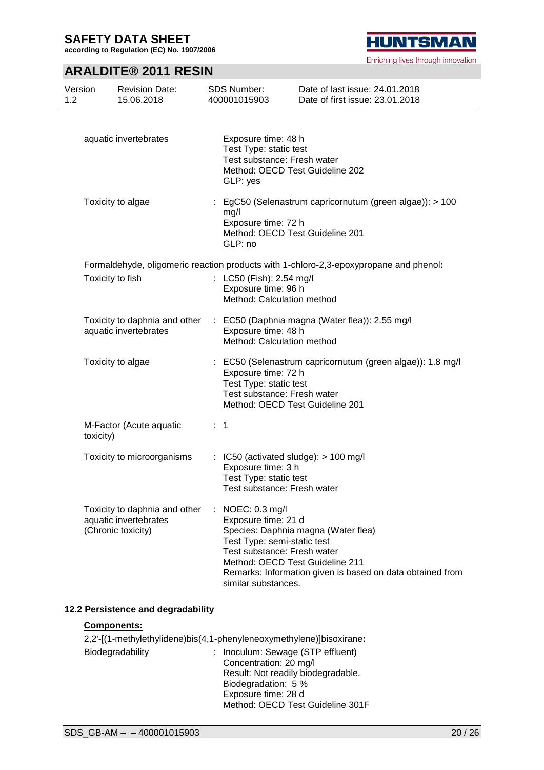aquatic invertebrates

Exposure time: 48 h
Test Type: static test
Test substance: Fresh water
Method: OECD Test Guideline 202
GLP: yes

Toxicity to algae : EgC50 (Selenastrum capricornutum (green algae)): > 100 mg/l
Exposure time: 72 h
Method: OECD Test Guideline 201
GLP: no

Formaldehyde, oligomeric reaction products with 1-chloro-2,3-epoxypropane and phenol**:**

Toxicity to fish : LC50 (Fish): 2.54 mg/l
Exposure time: 96 h
Method: Calculation method

Toxicity to daphnia and other aquatic invertebrates : EC50 (Daphnia magna (Water flea)): 2.55 mg/l
Exposure time: 48 h
Method: Calculation method

Toxicity to algae : EC50 (Selenastrum capricornutum (green algae)): 1.8 mg/l
Exposure time: 72 h
Test Type: static test
Test substance: Fresh water
Method: OECD Test Guideline 201

M-Factor (Acute aquatic toxicity) : 1

Toxicity to microorganisms : IC50 (activated sludge): > 100 mg/l
Exposure time: 3 h
Test Type: static test
Test substance: Fresh water

Toxicity to daphnia and other aquatic invertebrates (Chronic toxicity) : NOEC: 0.3 mg/l
Exposure time: 21 d
Species: Daphnia magna (Water flea)
Test Type: semi-static test
Test substance: Fresh water
Method: OECD Test Guideline 211
Remarks: Information given is based on data obtained from similar substances.

### 12.2 Persistence and degradability

**Components:**

2,2'-[(1-methylethylidene)bis(4,1-phenyleneoxymethylene)]bisoxirane**:**

Biodegradability : Inoculum: Sewage (STP effluent)
Concentration: 20 mg/l
Result: Not readily biodegradable.
Biodegradation: 5 %
Exposure time: 28 d
Method: OECD Test Guideline 301F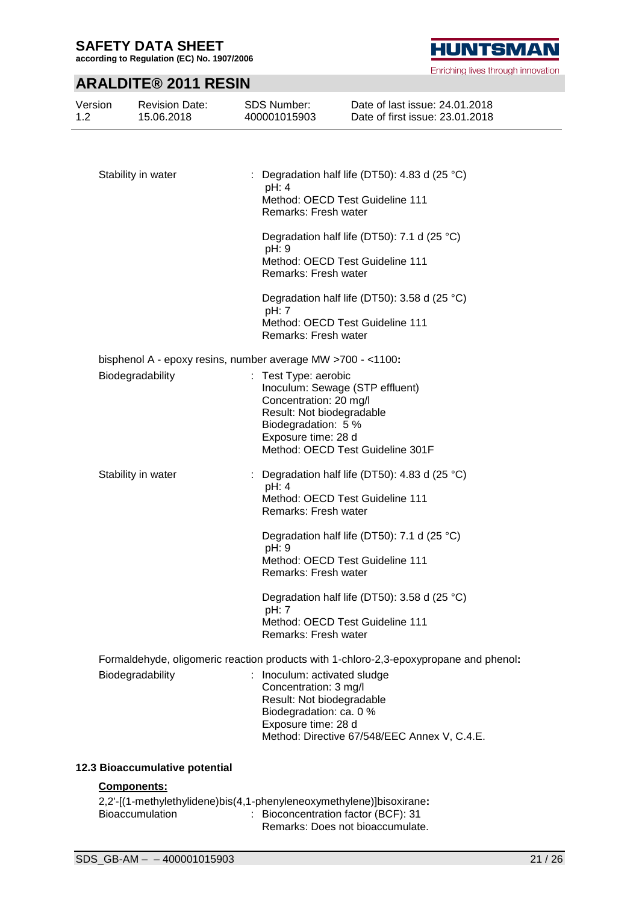| | |
|---|---|
| Stability in water | : Degradation half life (DT50): 4.83 d (25 °C)<br>pH: 4<br>Method: OECD Test Guideline 111<br>Remarks: Fresh water<br><br>Degradation half life (DT50): 7.1 d (25 °C)<br>pH: 9<br>Method: OECD Test Guideline 111<br>Remarks: Fresh water<br><br>Degradation half life (DT50): 3.58 d (25 °C)<br>pH: 7<br>Method: OECD Test Guideline 111<br>Remarks: Fresh water |

**bisphenol A - epoxy resins, number average MW >700 - <1100:**

| | |
|---|---|
| Biodegradability | : Test Type: aerobic<br>Inoculum: Sewage (STP effluent)<br>Concentration: 20 mg/l<br>Result: Not biodegradable<br>Biodegradation: 5 %<br>Exposure time: 28 d<br>Method: OECD Test Guideline 301F |
| Stability in water | : Degradation half life (DT50): 4.83 d (25 °C)<br>pH: 4<br>Method: OECD Test Guideline 111<br>Remarks: Fresh water<br><br>Degradation half life (DT50): 7.1 d (25 °C)<br>pH: 9<br>Method: OECD Test Guideline 111<br>Remarks: Fresh water<br><br>Degradation half life (DT50): 3.58 d (25 °C)<br>pH: 7<br>Method: OECD Test Guideline 111<br>Remarks: Fresh water |

**Formaldehyde, oligomeric reaction products with 1-chloro-2,3-epoxypropane and phenol:**

| | |
|---|---|
| Biodegradability | : Inoculum: activated sludge<br>Concentration: 3 mg/l<br>Result: Not biodegradable<br>Biodegradation: ca. 0 %<br>Exposure time: 28 d<br>Method: Directive 67/548/EEC Annex V, C.4.E. |

### 12.3 Bioaccumulative potential

**Components:**

**2,2'-[(1-methylethylidene)bis(4,1-phenyleneoxymethylene)]bisoxirane:**

| | |
|---|---|
| Bioaccumulation | : Bioconcentration factor (BCF): 31<br>Remarks: Does not bioaccumulate. |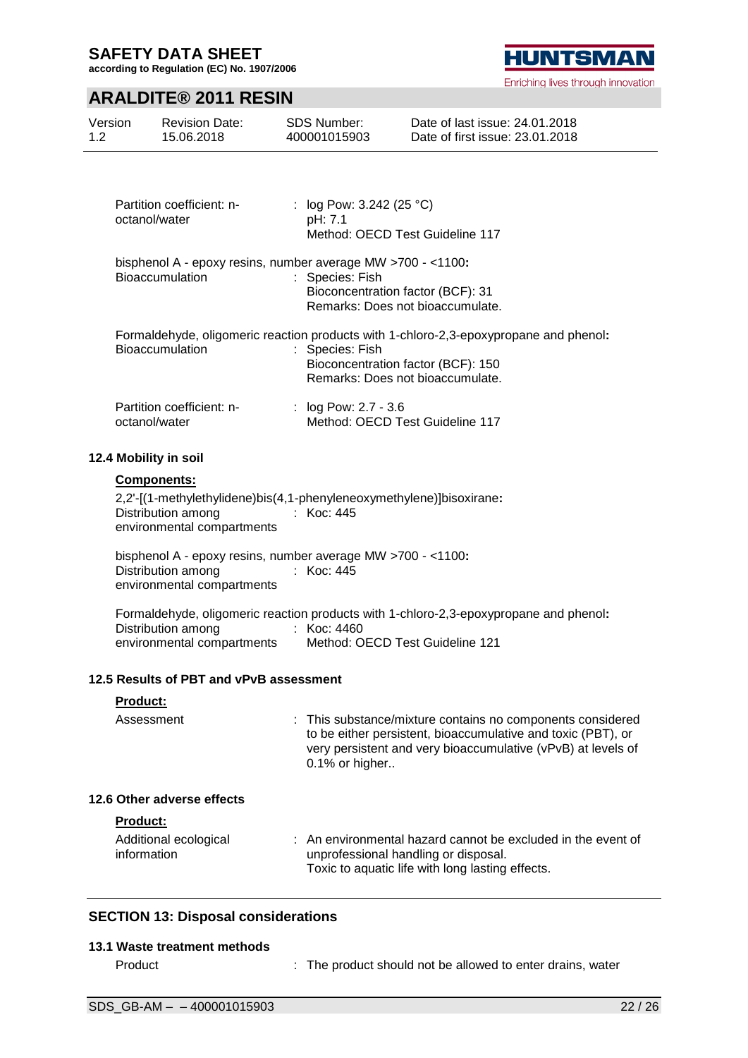| | |
|---|---|
| Partition coefficient: n-octanol/water | : log Pow: 3.242 (25 °C)<br>pH: 7.1<br>Method: OECD Test Guideline 117 |

bisphenol A - epoxy resins, number average MW >700 - <1100**:**

| | |
|---|---|
| Bioaccumulation | : Species: Fish<br>Bioconcentration factor (BCF): 31<br>Remarks: Does not bioaccumulate. |

Formaldehyde, oligomeric reaction products with 1-chloro-2,3-epoxypropane and phenol**:**

| | |
|---|---|
| Bioaccumulation | : Species: Fish<br>Bioconcentration factor (BCF): 150<br>Remarks: Does not bioaccumulate. |
| Partition coefficient: n-octanol/water | : log Pow: 2.7 - 3.6<br>Method: OECD Test Guideline 117 |

**12.4 Mobility in soil**

**Components:**

2,2'-[(1-methylethylidene)bis(4,1-phenyleneoxymethylene)]bisoxirane**:**

| | |
|---|---|
| Distribution among environmental compartments | : Koc: 445 |

bisphenol A - epoxy resins, number average MW >700 - <1100**:**

| | |
|---|---|
| Distribution among environmental compartments | : Koc: 445 |

Formaldehyde, oligomeric reaction products with 1-chloro-2,3-epoxypropane and phenol**:**

| | |
|---|---|
| Distribution among environmental compartments | : Koc: 4460<br>Method: OECD Test Guideline 121 |

**12.5 Results of PBT and vPvB assessment**

**Product:**

| | |
|---|---|
| Assessment | : This substance/mixture contains no components considered to be either persistent, bioaccumulative and toxic (PBT), or very persistent and very bioaccumulative (vPvB) at levels of 0.1% or higher.. |

**12.6 Other adverse effects**

**Product:**

| | |
|---|---|
| Additional ecological information | : An environmental hazard cannot be excluded in the event of unprofessional handling or disposal.<br>Toxic to aquatic life with long lasting effects. |

## SECTION 13: Disposal considerations

**13.1 Waste treatment methods**

| | |
|---|---|
| Product | : The product should not be allowed to enter drains, water |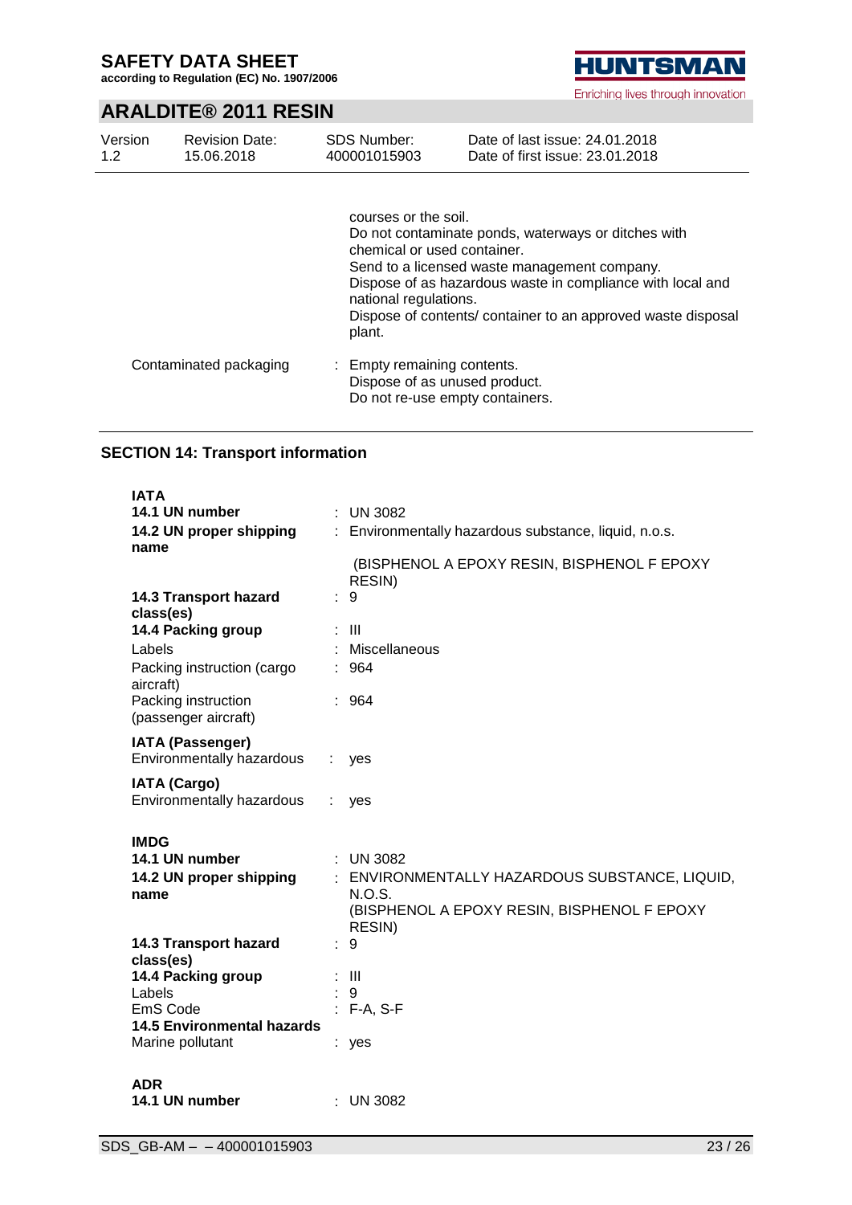| | |
|---|---|
| | courses or the soil.<br>Do not contaminate ponds, waterways or ditches with chemical or used container.<br>Send to a licensed waste management company.<br>Dispose of as hazardous waste in compliance with local and national regulations.<br>Dispose of contents/ container to an approved waste disposal plant. |
| Contaminated packaging | : Empty remaining contents.<br>Dispose of as unused product.<br>Do not re-use empty containers. |

## SECTION 14: Transport information

**IATA**

| | |
|---|---|
| **14.1 UN number** | : UN 3082 |
| **14.2 UN proper shipping name** | : Environmentally hazardous substance, liquid, n.o.s.<br>(BISPHENOL A EPOXY RESIN, BISPHENOL F EPOXY RESIN) |
| **14.3 Transport hazard class(es)** | : 9 |
| **14.4 Packing group** | : III |
| Labels | : Miscellaneous |
| Packing instruction (cargo aircraft) | : 964 |
| Packing instruction (passenger aircraft) | : 964 |

**IATA (Passenger)**

| | |
|---|---|
| Environmentally hazardous | : yes |

**IATA (Cargo)**

| | |
|---|---|
| Environmentally hazardous | : yes |

**IMDG**

| | |
|---|---|
| **14.1 UN number** | : UN 3082 |
| **14.2 UN proper shipping name** | : ENVIRONMENTALLY HAZARDOUS SUBSTANCE, LIQUID, N.O.S.<br>(BISPHENOL A EPOXY RESIN, BISPHENOL F EPOXY RESIN) |
| **14.3 Transport hazard class(es)** | : 9 |
| **14.4 Packing group** | : III |
| Labels | : 9 |
| EmS Code | : F-A, S-F |
| **14.5 Environmental hazards** | |
| Marine pollutant | : yes |

**ADR**

| | |
|---|---|
| **14.1 UN number** | : UN 3082 |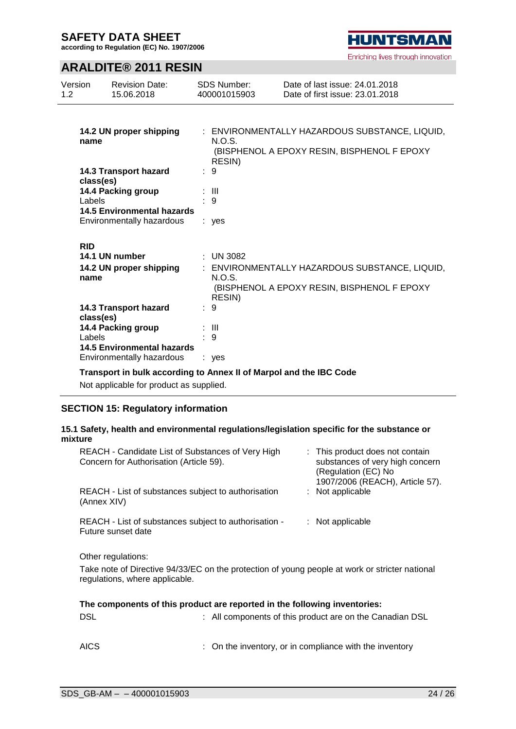**14.2 UN proper shipping name** : ENVIRONMENTALLY HAZARDOUS SUBSTANCE, LIQUID, N.O.S. (BISPHENOL A EPOXY RESIN, BISPHENOL F EPOXY RESIN)

**14.3 Transport hazard class(es)** : 9

**14.4 Packing group** : III

Labels : 9

**14.5 Environmental hazards**

Environmentally hazardous : yes

**RID**

**14.1 UN number** : UN 3082

**14.2 UN proper shipping name** : ENVIRONMENTALLY HAZARDOUS SUBSTANCE, LIQUID, N.O.S. (BISPHENOL A EPOXY RESIN, BISPHENOL F EPOXY RESIN)

**14.3 Transport hazard class(es)** : 9

**14.4 Packing group** : III

Labels : 9

**14.5 Environmental hazards**

Environmentally hazardous : yes

**Transport in bulk according to Annex II of Marpol and the IBC Code**

Not applicable for product as supplied.

## SECTION 15: Regulatory information

### 15.1 Safety, health and environmental regulations/legislation specific for the substance or mixture

REACH - Candidate List of Substances of Very High Concern for Authorisation (Article 59). : This product does not contain substances of very high concern (Regulation (EC) No 1907/2006 (REACH), Article 57).

REACH - List of substances subject to authorisation (Annex XIV) : Not applicable

REACH - List of substances subject to authorisation - Future sunset date : Not applicable

Other regulations:

Take note of Directive 94/33/EC on the protection of young people at work or stricter national regulations, where applicable.

**The components of this product are reported in the following inventories:**

DSL : All components of this product are on the Canadian DSL

AICS : On the inventory, or in compliance with the inventory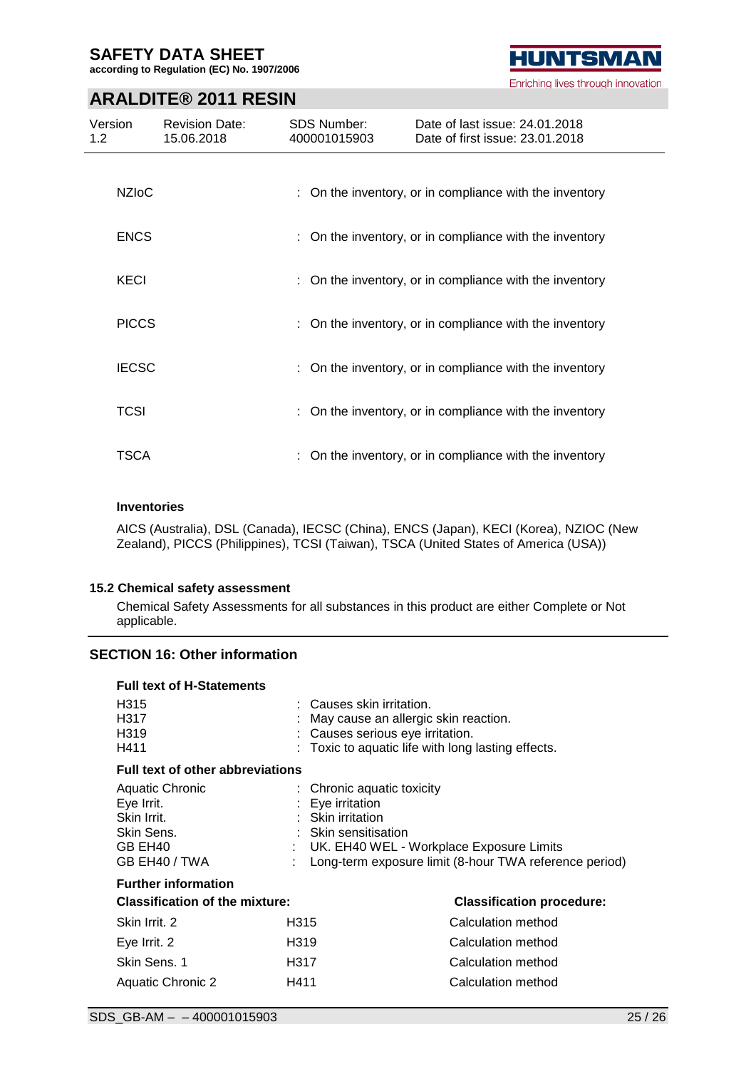| | |
|---|---|
| NZIoC | : On the inventory, or in compliance with the inventory |
| ENCS | : On the inventory, or in compliance with the inventory |
| KECI | : On the inventory, or in compliance with the inventory |
| PICCS | : On the inventory, or in compliance with the inventory |
| IECSC | : On the inventory, or in compliance with the inventory |
| TCSI | : On the inventory, or in compliance with the inventory |
| TSCA | : On the inventory, or in compliance with the inventory |

**Inventories**

AICS (Australia), DSL (Canada), IECSC (China), ENCS (Japan), KECI (Korea), NZIOC (New Zealand), PICCS (Philippines), TCSI (Taiwan), TSCA (United States of America (USA))

### 15.2 Chemical safety assessment

Chemical Safety Assessments for all substances in this product are either Complete or Not applicable.

## SECTION 16: Other information

**Full text of H-Statements**

| | |
|---|---|
| H315 | : Causes skin irritation. |
| H317 | : May cause an allergic skin reaction. |
| H319 | : Causes serious eye irritation. |
| H411 | : Toxic to aquatic life with long lasting effects. |

**Full text of other abbreviations**

| | |
|---|---|
| Aquatic Chronic | : Chronic aquatic toxicity |
| Eye Irrit. | : Eye irritation |
| Skin Irrit. | : Skin irritation |
| Skin Sens. | : Skin sensitisation |
| GB EH40 | : UK. EH40 WEL - Workplace Exposure Limits |
| GB EH40 / TWA | : Long-term exposure limit (8-hour TWA reference period) |

**Further information**

| **Classification of the mixture:** | | **Classification procedure:** |
|---|---|---|
| Skin Irrit. 2 | H315 | Calculation method |
| Eye Irrit. 2 | H319 | Calculation method |
| Skin Sens. 1 | H317 | Calculation method |
| Aquatic Chronic 2 | H411 | Calculation method |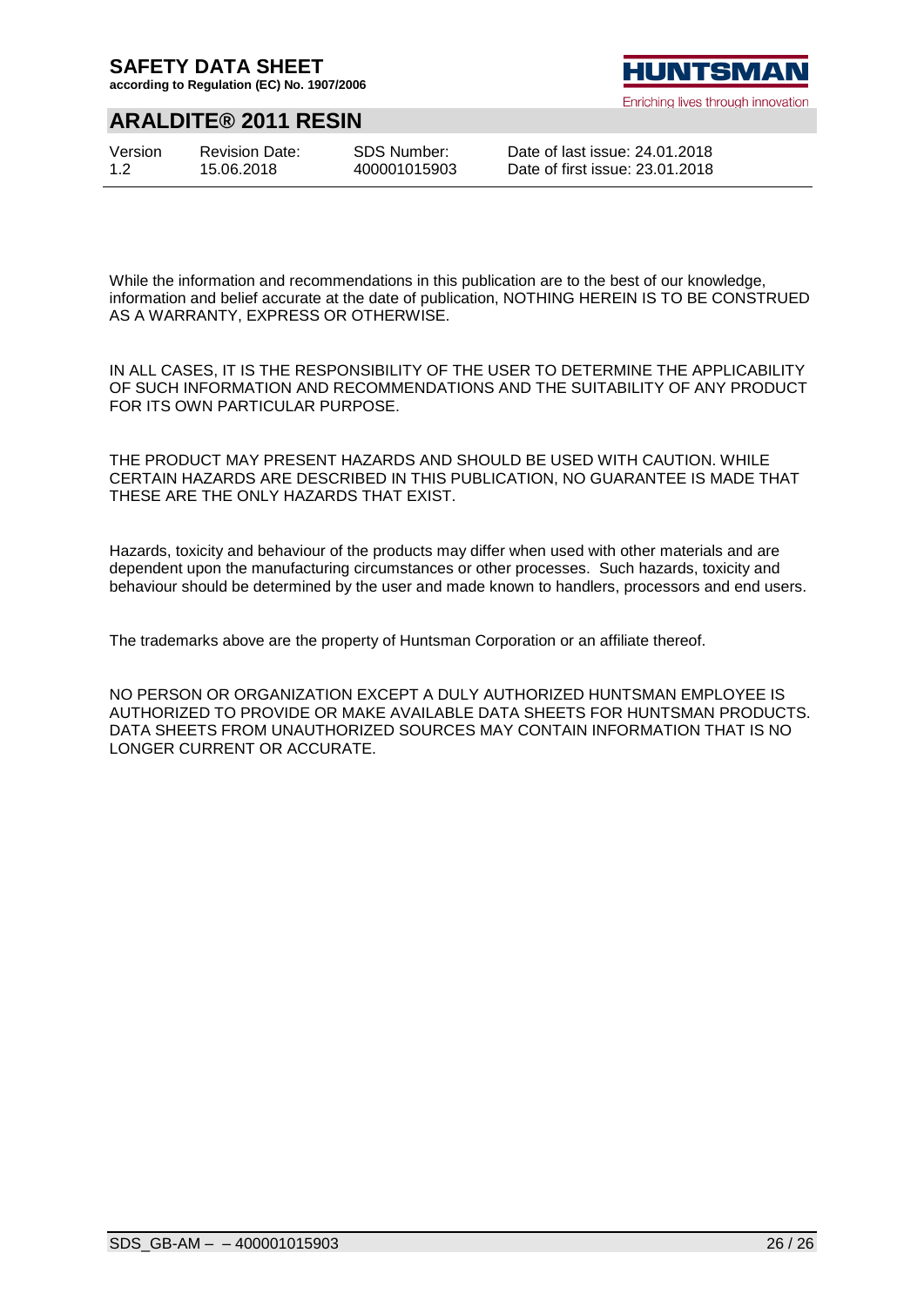While the information and recommendations in this publication are to the best of our knowledge, information and belief accurate at the date of publication, NOTHING HEREIN IS TO BE CONSTRUED AS A WARRANTY, EXPRESS OR OTHERWISE.

IN ALL CASES, IT IS THE RESPONSIBILITY OF THE USER TO DETERMINE THE APPLICABILITY OF SUCH INFORMATION AND RECOMMENDATIONS AND THE SUITABILITY OF ANY PRODUCT FOR ITS OWN PARTICULAR PURPOSE.

THE PRODUCT MAY PRESENT HAZARDS AND SHOULD BE USED WITH CAUTION. WHILE CERTAIN HAZARDS ARE DESCRIBED IN THIS PUBLICATION, NO GUARANTEE IS MADE THAT THESE ARE THE ONLY HAZARDS THAT EXIST.

Hazards, toxicity and behaviour of the products may differ when used with other materials and are dependent upon the manufacturing circumstances or other processes. Such hazards, toxicity and behaviour should be determined by the user and made known to handlers, processors and end users.

The trademarks above are the property of Huntsman Corporation or an affiliate thereof.

NO PERSON OR ORGANIZATION EXCEPT A DULY AUTHORIZED HUNTSMAN EMPLOYEE IS AUTHORIZED TO PROVIDE OR MAKE AVAILABLE DATA SHEETS FOR HUNTSMAN PRODUCTS. DATA SHEETS FROM UNAUTHORIZED SOURCES MAY CONTAIN INFORMATION THAT IS NO LONGER CURRENT OR ACCURATE.